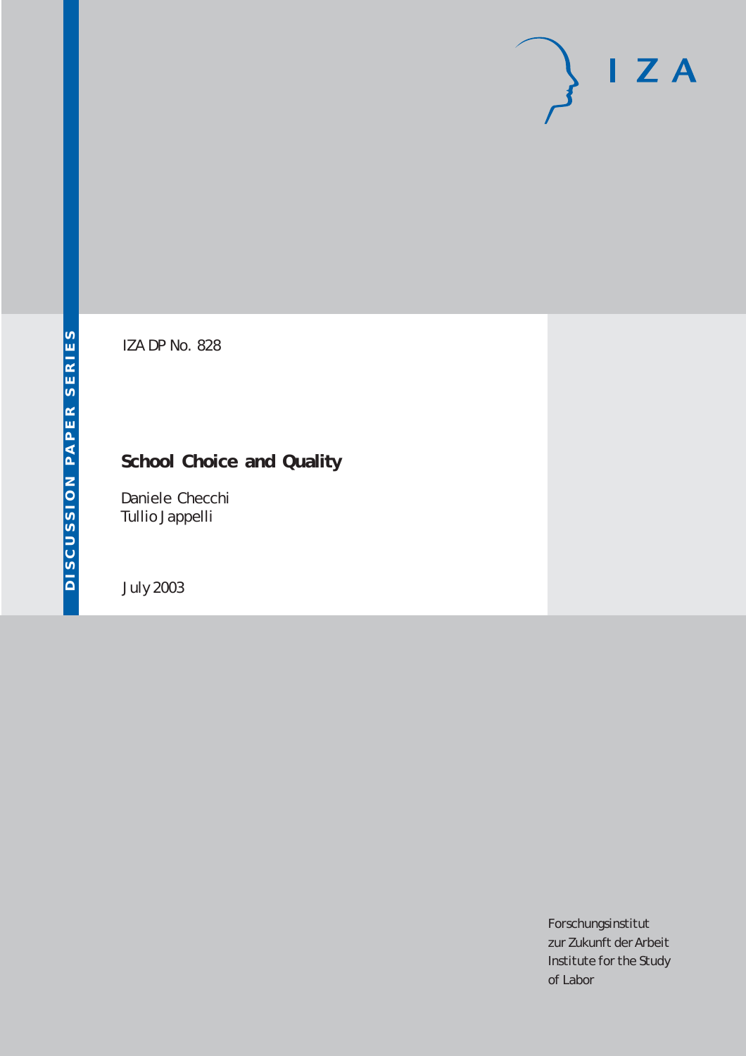DISCUSSION PAPER SERIES

IZA

IZA DP No. 828

# School Choice and Quality

Daniele Checchi
Tullio Jappelli

July 2003

Forschungsinstitut
zur Zukunft der Arbeit
Institute for the Study
of Labor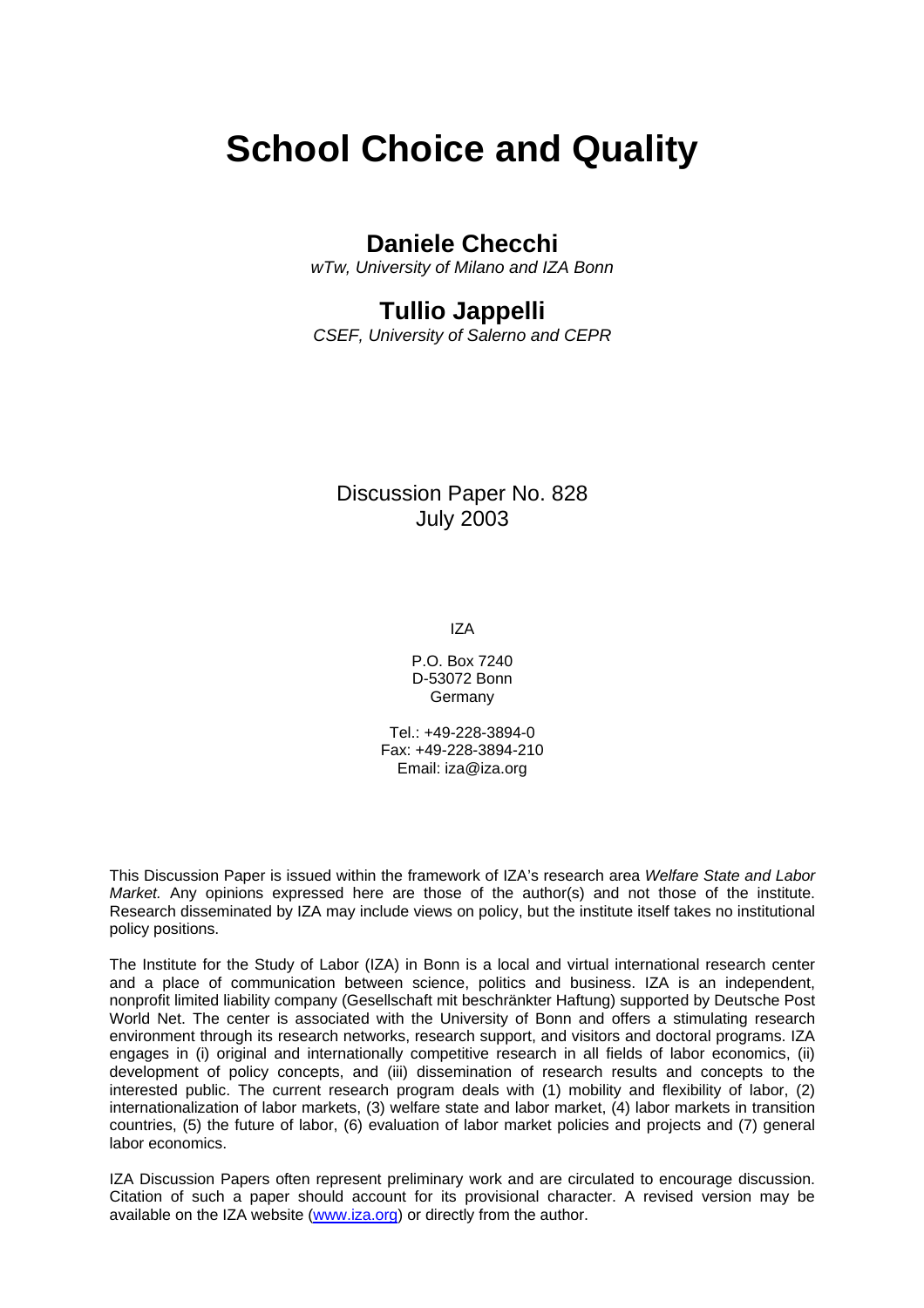# School Choice and Quality

## Daniele Checchi

*wTw, University of Milano and IZA Bonn*

## Tullio Jappelli

*CSEF, University of Salerno and CEPR*

Discussion Paper No. 828
July 2003

IZA

P.O. Box 7240
D-53072 Bonn
Germany

Tel.: +49-228-3894-0
Fax: +49-228-3894-210
Email: iza@iza.org

This Discussion Paper is issued within the framework of IZA's research area *Welfare State and Labor Market.* Any opinions expressed here are those of the author(s) and not those of the institute. Research disseminated by IZA may include views on policy, but the institute itself takes no institutional policy positions.

The Institute for the Study of Labor (IZA) in Bonn is a local and virtual international research center and a place of communication between science, politics and business. IZA is an independent, nonprofit limited liability company (Gesellschaft mit beschränkter Haftung) supported by Deutsche Post World Net. The center is associated with the University of Bonn and offers a stimulating research environment through its research networks, research support, and visitors and doctoral programs. IZA engages in (i) original and internationally competitive research in all fields of labor economics, (ii) development of policy concepts, and (iii) dissemination of research results and concepts to the interested public. The current research program deals with (1) mobility and flexibility of labor, (2) internationalization of labor markets, (3) welfare state and labor market, (4) labor markets in transition countries, (5) the future of labor, (6) evaluation of labor market policies and projects and (7) general labor economics.

IZA Discussion Papers often represent preliminary work and are circulated to encourage discussion. Citation of such a paper should account for its provisional character. A revised version may be available on the IZA website ([www.iza.org](http://www.iza.org)) or directly from the author.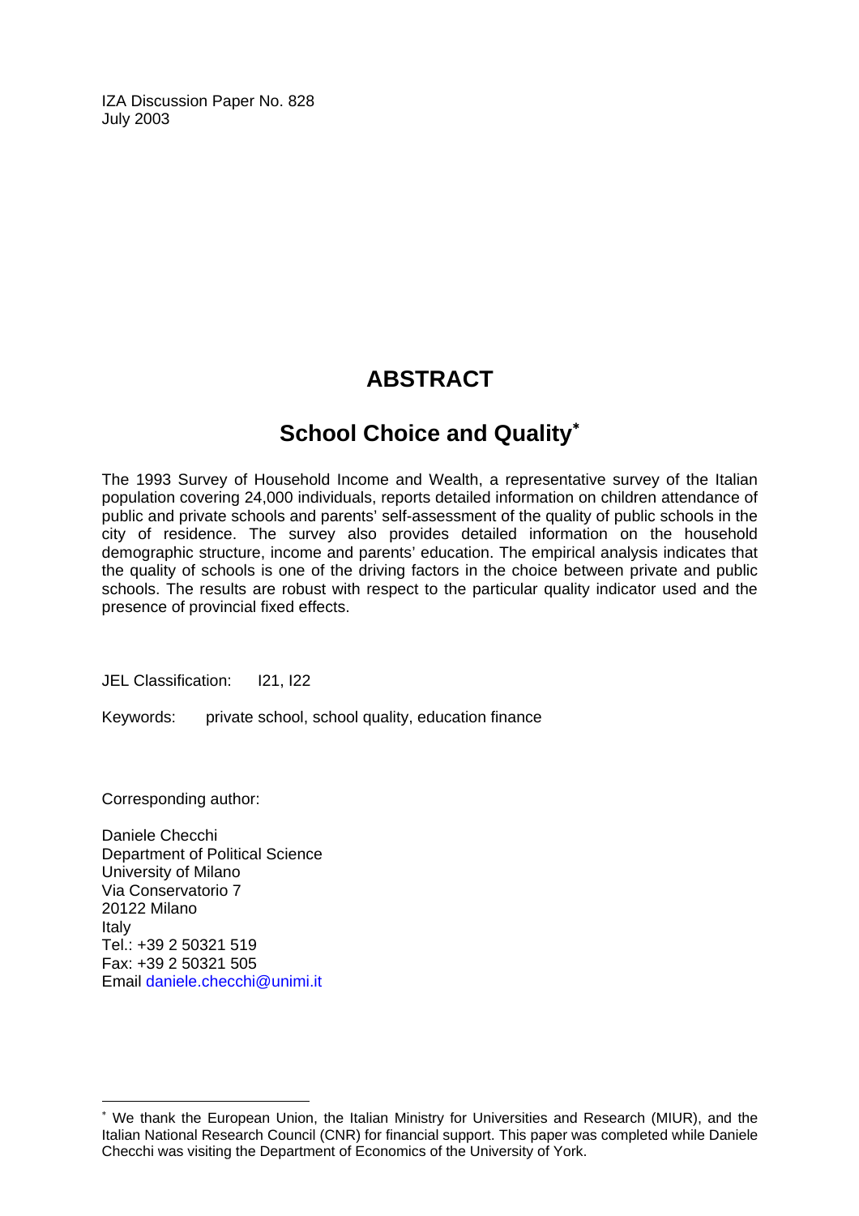IZA Discussion Paper No. 828
July 2003

# ABSTRACT

## School Choice and Quality*

The 1993 Survey of Household Income and Wealth, a representative survey of the Italian population covering 24,000 individuals, reports detailed information on children attendance of public and private schools and parents' self-assessment of the quality of public schools in the city of residence. The survey also provides detailed information on the household demographic structure, income and parents' education. The empirical analysis indicates that the quality of schools is one of the driving factors in the choice between private and public schools. The results are robust with respect to the particular quality indicator used and the presence of provincial fixed effects.

JEL Classification: I21, I22

Keywords: private school, school quality, education finance

Corresponding author:

Daniele Checchi
Department of Political Science
University of Milano
Via Conservatorio 7
20122 Milano
Italy
Tel.: +39 2 50321 519
Fax: +39 2 50321 505
Email daniele.checchi@unimi.it

---

* We thank the European Union, the Italian Ministry for Universities and Research (MIUR), and the Italian National Research Council (CNR) for financial support. This paper was completed while Daniele Checchi was visiting the Department of Economics of the University of York.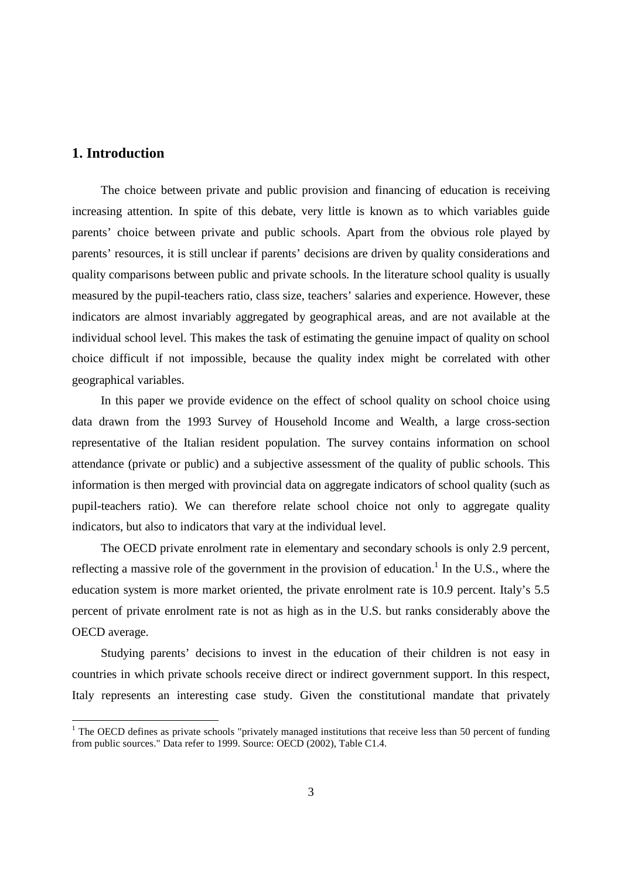## 1. Introduction

The choice between private and public provision and financing of education is receiving increasing attention. In spite of this debate, very little is known as to which variables guide parents' choice between private and public schools. Apart from the obvious role played by parents' resources, it is still unclear if parents' decisions are driven by quality considerations and quality comparisons between public and private schools. In the literature school quality is usually measured by the pupil-teachers ratio, class size, teachers' salaries and experience. However, these indicators are almost invariably aggregated by geographical areas, and are not available at the individual school level. This makes the task of estimating the genuine impact of quality on school choice difficult if not impossible, because the quality index might be correlated with other geographical variables.

In this paper we provide evidence on the effect of school quality on school choice using data drawn from the 1993 Survey of Household Income and Wealth, a large cross-section representative of the Italian resident population. The survey contains information on school attendance (private or public) and a subjective assessment of the quality of public schools. This information is then merged with provincial data on aggregate indicators of school quality (such as pupil-teachers ratio). We can therefore relate school choice not only to aggregate quality indicators, but also to indicators that vary at the individual level.

The OECD private enrolment rate in elementary and secondary schools is only 2.9 percent, reflecting a massive role of the government in the provision of education.[1] In the U.S., where the education system is more market oriented, the private enrolment rate is 10.9 percent. Italy's 5.5 percent of private enrolment rate is not as high as in the U.S. but ranks considerably above the OECD average.

Studying parents' decisions to invest in the education of their children is not easy in countries in which private schools receive direct or indirect government support. In this respect, Italy represents an interesting case study. Given the constitutional mandate that privately

[1] The OECD defines as private schools "privately managed institutions that receive less than 50 percent of funding from public sources." Data refer to 1999. Source: OECD (2002), Table C1.4.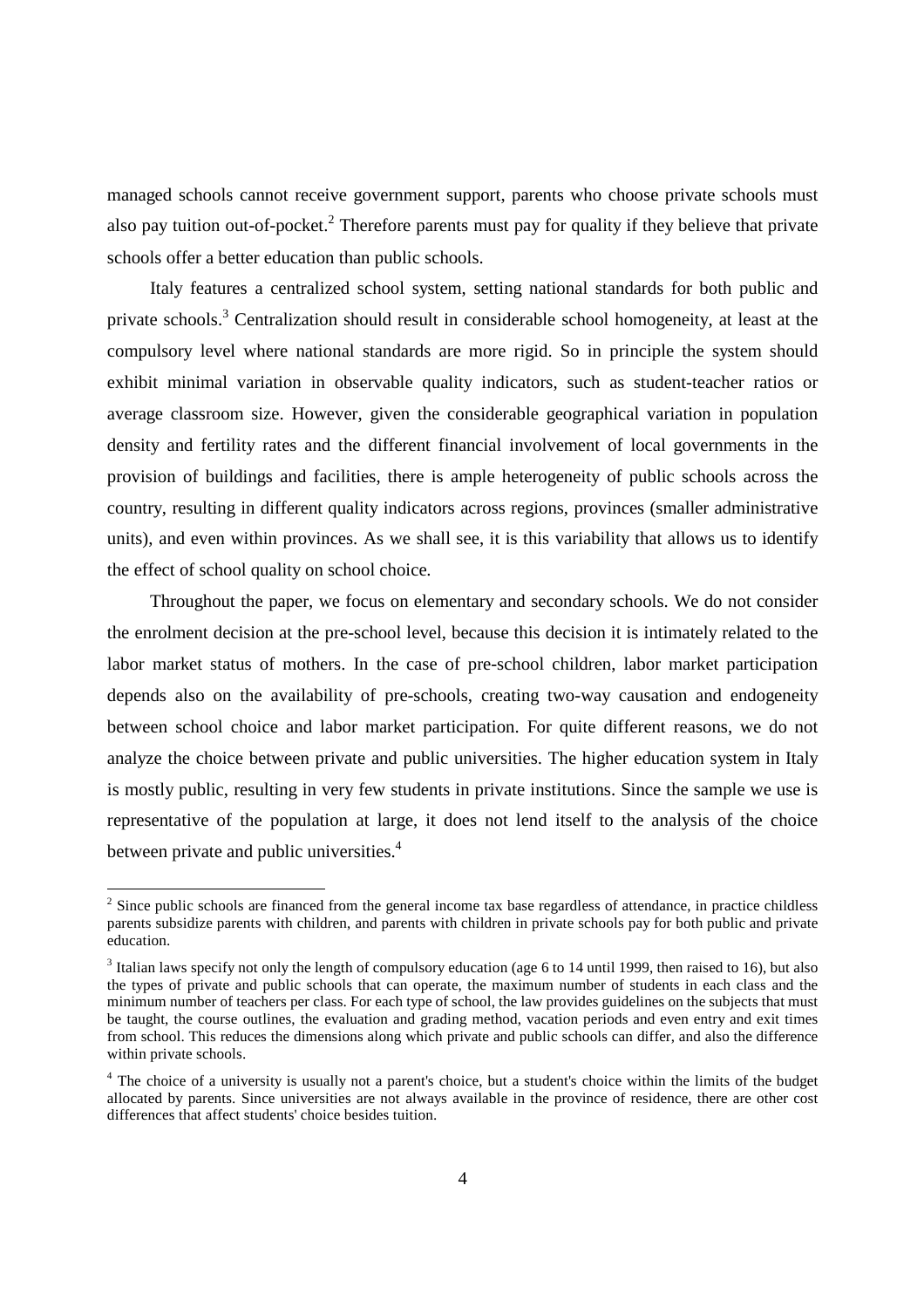managed schools cannot receive government support, parents who choose private schools must also pay tuition out-of-pocket.[2] Therefore parents must pay for quality if they believe that private schools offer a better education than public schools.

Italy features a centralized school system, setting national standards for both public and private schools.[3] Centralization should result in considerable school homogeneity, at least at the compulsory level where national standards are more rigid. So in principle the system should exhibit minimal variation in observable quality indicators, such as student-teacher ratios or average classroom size. However, given the considerable geographical variation in population density and fertility rates and the different financial involvement of local governments in the provision of buildings and facilities, there is ample heterogeneity of public schools across the country, resulting in different quality indicators across regions, provinces (smaller administrative units), and even within provinces. As we shall see, it is this variability that allows us to identify the effect of school quality on school choice.

Throughout the paper, we focus on elementary and secondary schools. We do not consider the enrolment decision at the pre-school level, because this decision it is intimately related to the labor market status of mothers. In the case of pre-school children, labor market participation depends also on the availability of pre-schools, creating two-way causation and endogeneity between school choice and labor market participation. For quite different reasons, we do not analyze the choice between private and public universities. The higher education system in Italy is mostly public, resulting in very few students in private institutions. Since the sample we use is representative of the population at large, it does not lend itself to the analysis of the choice between private and public universities.[4]

---

[2] Since public schools are financed from the general income tax base regardless of attendance, in practice childless parents subsidize parents with children, and parents with children in private schools pay for both public and private education.

[3] Italian laws specify not only the length of compulsory education (age 6 to 14 until 1999, then raised to 16), but also the types of private and public schools that can operate, the maximum number of students in each class and the minimum number of teachers per class. For each type of school, the law provides guidelines on the subjects that must be taught, the course outlines, the evaluation and grading method, vacation periods and even entry and exit times from school. This reduces the dimensions along which private and public schools can differ, and also the difference within private schools.

[4] The choice of a university is usually not a parent's choice, but a student's choice within the limits of the budget allocated by parents. Since universities are not always available in the province of residence, there are other cost differences that affect students' choice besides tuition.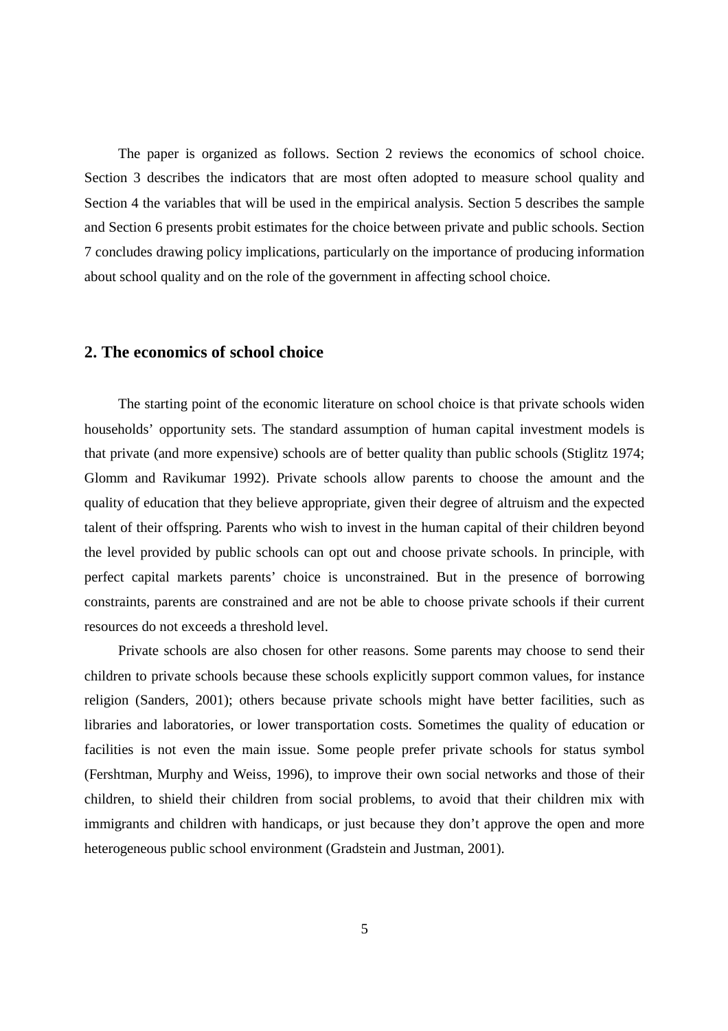The paper is organized as follows. Section 2 reviews the economics of school choice. Section 3 describes the indicators that are most often adopted to measure school quality and Section 4 the variables that will be used in the empirical analysis. Section 5 describes the sample and Section 6 presents probit estimates for the choice between private and public schools. Section 7 concludes drawing policy implications, particularly on the importance of producing information about school quality and on the role of the government in affecting school choice.

## 2. The economics of school choice

The starting point of the economic literature on school choice is that private schools widen households' opportunity sets. The standard assumption of human capital investment models is that private (and more expensive) schools are of better quality than public schools (Stiglitz 1974; Glomm and Ravikumar 1992). Private schools allow parents to choose the amount and the quality of education that they believe appropriate, given their degree of altruism and the expected talent of their offspring. Parents who wish to invest in the human capital of their children beyond the level provided by public schools can opt out and choose private schools. In principle, with perfect capital markets parents' choice is unconstrained. But in the presence of borrowing constraints, parents are constrained and are not be able to choose private schools if their current resources do not exceeds a threshold level.

Private schools are also chosen for other reasons. Some parents may choose to send their children to private schools because these schools explicitly support common values, for instance religion (Sanders, 2001); others because private schools might have better facilities, such as libraries and laboratories, or lower transportation costs. Sometimes the quality of education or facilities is not even the main issue. Some people prefer private schools for status symbol (Fershtman, Murphy and Weiss, 1996), to improve their own social networks and those of their children, to shield their children from social problems, to avoid that their children mix with immigrants and children with handicaps, or just because they don't approve the open and more heterogeneous public school environment (Gradstein and Justman, 2001).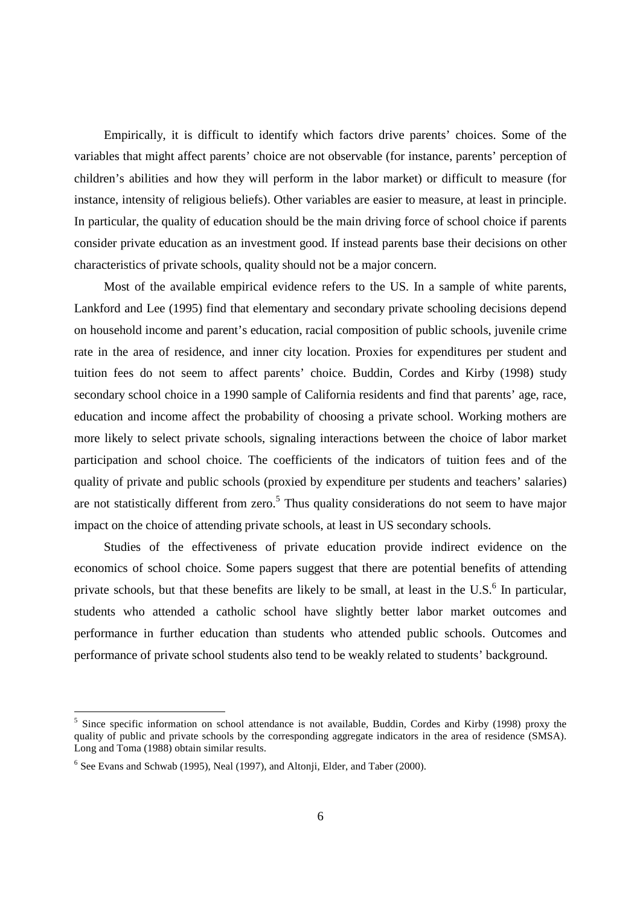Empirically, it is difficult to identify which factors drive parents' choices. Some of the variables that might affect parents' choice are not observable (for instance, parents' perception of children's abilities and how they will perform in the labor market) or difficult to measure (for instance, intensity of religious beliefs). Other variables are easier to measure, at least in principle. In particular, the quality of education should be the main driving force of school choice if parents consider private education as an investment good. If instead parents base their decisions on other characteristics of private schools, quality should not be a major concern.

Most of the available empirical evidence refers to the US. In a sample of white parents, Lankford and Lee (1995) find that elementary and secondary private schooling decisions depend on household income and parent's education, racial composition of public schools, juvenile crime rate in the area of residence, and inner city location. Proxies for expenditures per student and tuition fees do not seem to affect parents' choice. Buddin, Cordes and Kirby (1998) study secondary school choice in a 1990 sample of California residents and find that parents' age, race, education and income affect the probability of choosing a private school. Working mothers are more likely to select private schools, signaling interactions between the choice of labor market participation and school choice. The coefficients of the indicators of tuition fees and of the quality of private and public schools (proxied by expenditure per students and teachers' salaries) are not statistically different from zero.[5] Thus quality considerations do not seem to have major impact on the choice of attending private schools, at least in US secondary schools.

Studies of the effectiveness of private education provide indirect evidence on the economics of school choice. Some papers suggest that there are potential benefits of attending private schools, but that these benefits are likely to be small, at least in the U.S.[6] In particular, students who attended a catholic school have slightly better labor market outcomes and performance in further education than students who attended public schools. Outcomes and performance of private school students also tend to be weakly related to students' background.

---

[5] Since specific information on school attendance is not available, Buddin, Cordes and Kirby (1998) proxy the quality of public and private schools by the corresponding aggregate indicators in the area of residence (SMSA). Long and Toma (1988) obtain similar results.

[6] See Evans and Schwab (1995), Neal (1997), and Altonji, Elder, and Taber (2000).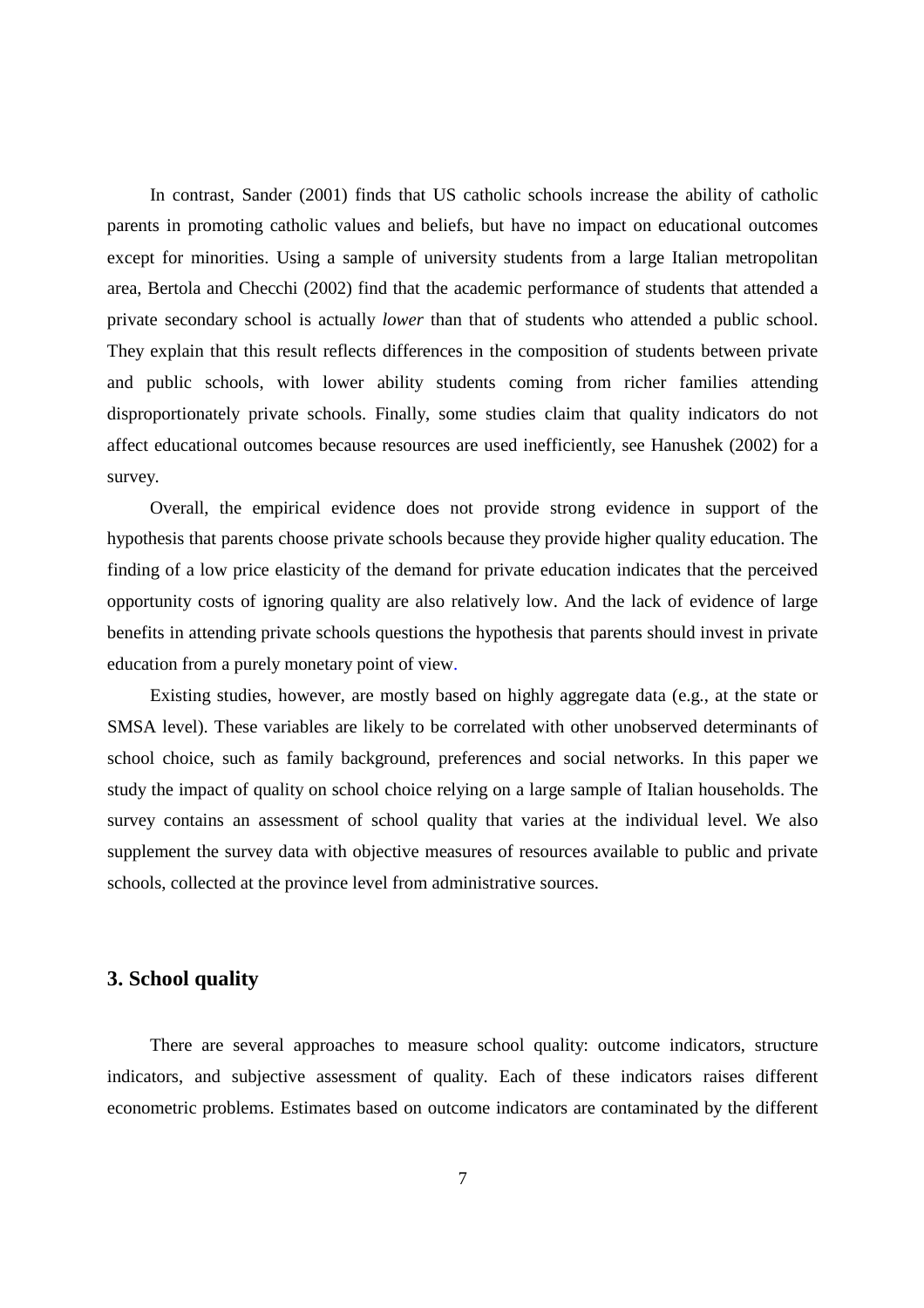In contrast, Sander (2001) finds that US catholic schools increase the ability of catholic parents in promoting catholic values and beliefs, but have no impact on educational outcomes except for minorities. Using a sample of university students from a large Italian metropolitan area, Bertola and Checchi (2002) find that the academic performance of students that attended a private secondary school is actually *lower* than that of students who attended a public school. They explain that this result reflects differences in the composition of students between private and public schools, with lower ability students coming from richer families attending disproportionately private schools. Finally, some studies claim that quality indicators do not affect educational outcomes because resources are used inefficiently, see Hanushek (2002) for a survey.

Overall, the empirical evidence does not provide strong evidence in support of the hypothesis that parents choose private schools because they provide higher quality education. The finding of a low price elasticity of the demand for private education indicates that the perceived opportunity costs of ignoring quality are also relatively low. And the lack of evidence of large benefits in attending private schools questions the hypothesis that parents should invest in private education from a purely monetary point of view.

Existing studies, however, are mostly based on highly aggregate data (e.g., at the state or SMSA level). These variables are likely to be correlated with other unobserved determinants of school choice, such as family background, preferences and social networks. In this paper we study the impact of quality on school choice relying on a large sample of Italian households. The survey contains an assessment of school quality that varies at the individual level. We also supplement the survey data with objective measures of resources available to public and private schools, collected at the province level from administrative sources.

## 3. School quality

There are several approaches to measure school quality: outcome indicators, structure indicators, and subjective assessment of quality. Each of these indicators raises different econometric problems. Estimates based on outcome indicators are contaminated by the different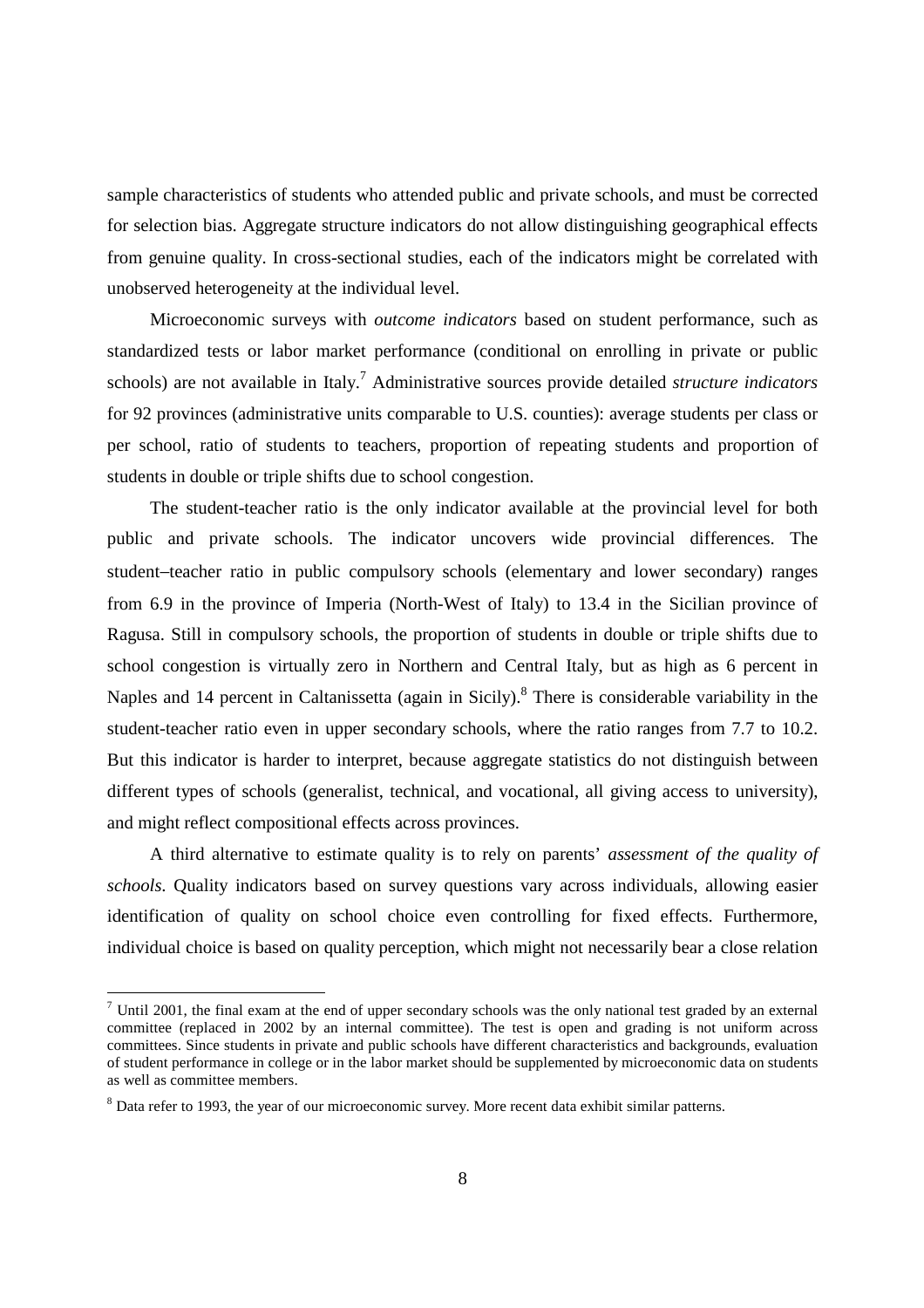sample characteristics of students who attended public and private schools, and must be corrected for selection bias. Aggregate structure indicators do not allow distinguishing geographical effects from genuine quality. In cross-sectional studies, each of the indicators might be correlated with unobserved heterogeneity at the individual level.

Microeconomic surveys with *outcome indicators* based on student performance, such as standardized tests or labor market performance (conditional on enrolling in private or public schools) are not available in Italy.[7] Administrative sources provide detailed *structure indicators* for 92 provinces (administrative units comparable to U.S. counties): average students per class or per school, ratio of students to teachers, proportion of repeating students and proportion of students in double or triple shifts due to school congestion.

The student-teacher ratio is the only indicator available at the provincial level for both public and private schools. The indicator uncovers wide provincial differences. The student–teacher ratio in public compulsory schools (elementary and lower secondary) ranges from 6.9 in the province of Imperia (North-West of Italy) to 13.4 in the Sicilian province of Ragusa. Still in compulsory schools, the proportion of students in double or triple shifts due to school congestion is virtually zero in Northern and Central Italy, but as high as 6 percent in Naples and 14 percent in Caltanissetta (again in Sicily).[8] There is considerable variability in the student-teacher ratio even in upper secondary schools, where the ratio ranges from 7.7 to 10.2. But this indicator is harder to interpret, because aggregate statistics do not distinguish between different types of schools (generalist, technical, and vocational, all giving access to university), and might reflect compositional effects across provinces.

A third alternative to estimate quality is to rely on parents' *assessment of the quality of schools.* Quality indicators based on survey questions vary across individuals, allowing easier identification of quality on school choice even controlling for fixed effects. Furthermore, individual choice is based on quality perception, which might not necessarily bear a close relation

---

[7] Until 2001, the final exam at the end of upper secondary schools was the only national test graded by an external committee (replaced in 2002 by an internal committee). The test is open and grading is not uniform across committees. Since students in private and public schools have different characteristics and backgrounds, evaluation of student performance in college or in the labor market should be supplemented by microeconomic data on students as well as committee members.

[8] Data refer to 1993, the year of our microeconomic survey. More recent data exhibit similar patterns.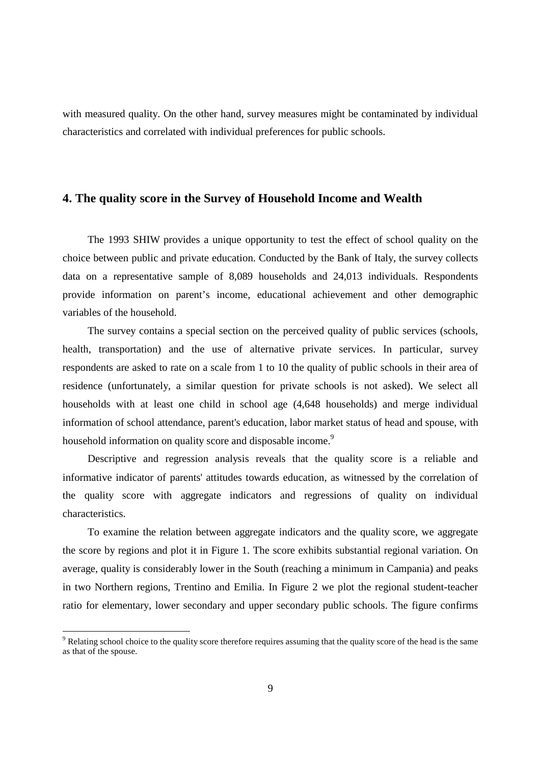with measured quality. On the other hand, survey measures might be contaminated by individual characteristics and correlated with individual preferences for public schools.

## 4. The quality score in the Survey of Household Income and Wealth

The 1993 SHIW provides a unique opportunity to test the effect of school quality on the choice between public and private education. Conducted by the Bank of Italy, the survey collects data on a representative sample of 8,089 households and 24,013 individuals. Respondents provide information on parent's income, educational achievement and other demographic variables of the household.

The survey contains a special section on the perceived quality of public services (schools, health, transportation) and the use of alternative private services. In particular, survey respondents are asked to rate on a scale from 1 to 10 the quality of public schools in their area of residence (unfortunately, a similar question for private schools is not asked). We select all households with at least one child in school age (4,648 households) and merge individual information of school attendance, parent's education, labor market status of head and spouse, with household information on quality score and disposable income.[9]

Descriptive and regression analysis reveals that the quality score is a reliable and informative indicator of parents' attitudes towards education, as witnessed by the correlation of the quality score with aggregate indicators and regressions of quality on individual characteristics.

To examine the relation between aggregate indicators and the quality score, we aggregate the score by regions and plot it in Figure 1. The score exhibits substantial regional variation. On average, quality is considerably lower in the South (reaching a minimum in Campania) and peaks in two Northern regions, Trentino and Emilia. In Figure 2 we plot the regional student-teacher ratio for elementary, lower secondary and upper secondary public schools. The figure confirms

[9] Relating school choice to the quality score therefore requires assuming that the quality score of the head is the same as that of the spouse.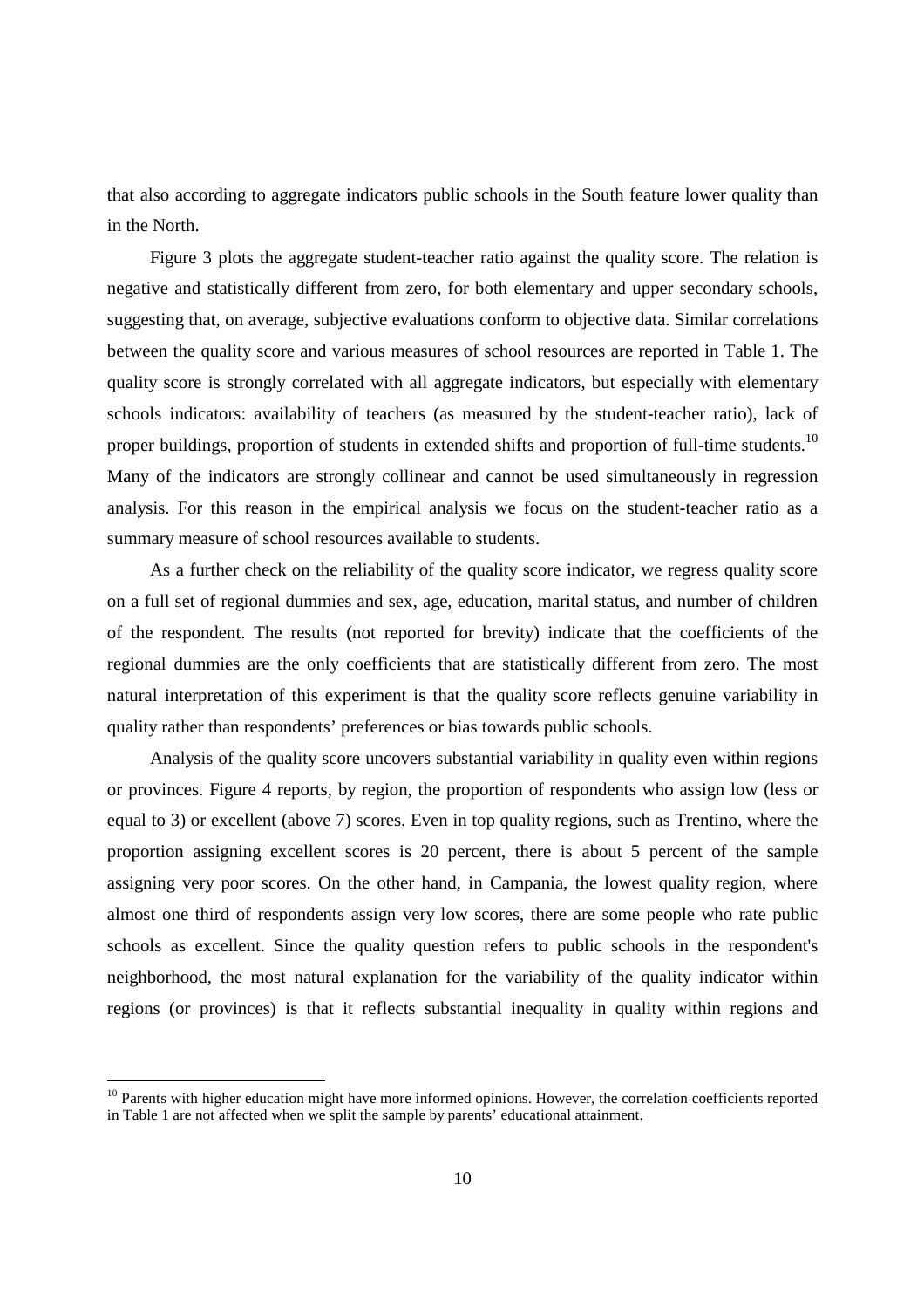that also according to aggregate indicators public schools in the South feature lower quality than in the North.

Figure 3 plots the aggregate student-teacher ratio against the quality score. The relation is negative and statistically different from zero, for both elementary and upper secondary schools, suggesting that, on average, subjective evaluations conform to objective data. Similar correlations between the quality score and various measures of school resources are reported in Table 1. The quality score is strongly correlated with all aggregate indicators, but especially with elementary schools indicators: availability of teachers (as measured by the student-teacher ratio), lack of proper buildings, proportion of students in extended shifts and proportion of full-time students.[10] Many of the indicators are strongly collinear and cannot be used simultaneously in regression analysis. For this reason in the empirical analysis we focus on the student-teacher ratio as a summary measure of school resources available to students.

As a further check on the reliability of the quality score indicator, we regress quality score on a full set of regional dummies and sex, age, education, marital status, and number of children of the respondent. The results (not reported for brevity) indicate that the coefficients of the regional dummies are the only coefficients that are statistically different from zero. The most natural interpretation of this experiment is that the quality score reflects genuine variability in quality rather than respondents' preferences or bias towards public schools.

Analysis of the quality score uncovers substantial variability in quality even within regions or provinces. Figure 4 reports, by region, the proportion of respondents who assign low (less or equal to 3) or excellent (above 7) scores. Even in top quality regions, such as Trentino, where the proportion assigning excellent scores is 20 percent, there is about 5 percent of the sample assigning very poor scores. On the other hand, in Campania, the lowest quality region, where almost one third of respondents assign very low scores, there are some people who rate public schools as excellent. Since the quality question refers to public schools in the respondent's neighborhood, the most natural explanation for the variability of the quality indicator within regions (or provinces) is that it reflects substantial inequality in quality within regions and

[10] Parents with higher education might have more informed opinions. However, the correlation coefficients reported in Table 1 are not affected when we split the sample by parents' educational attainment.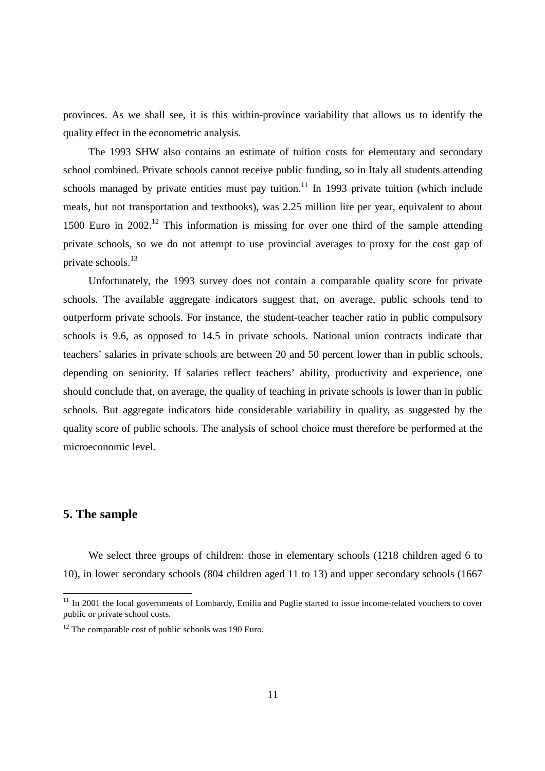provinces. As we shall see, it is this within-province variability that allows us to identify the quality effect in the econometric analysis.

The 1993 SHW also contains an estimate of tuition costs for elementary and secondary school combined. Private schools cannot receive public funding, so in Italy all students attending schools managed by private entities must pay tuition.[11] In 1993 private tuition (which include meals, but not transportation and textbooks), was 2.25 million lire per year, equivalent to about 1500 Euro in 2002.[12] This information is missing for over one third of the sample attending private schools, so we do not attempt to use provincial averages to proxy for the cost gap of private schools.[13]

Unfortunately, the 1993 survey does not contain a comparable quality score for private schools. The available aggregate indicators suggest that, on average, public schools tend to outperform private schools. For instance, the student-teacher teacher ratio in public compulsory schools is 9.6, as opposed to 14.5 in private schools. National union contracts indicate that teachers' salaries in private schools are between 20 and 50 percent lower than in public schools, depending on seniority. If salaries reflect teachers' ability, productivity and experience, one should conclude that, on average, the quality of teaching in private schools is lower than in public schools. But aggregate indicators hide considerable variability in quality, as suggested by the quality score of public schools. The analysis of school choice must therefore be performed at the microeconomic level.

## 5. The sample

We select three groups of children: those in elementary schools (1218 children aged 6 to 10), in lower secondary schools (804 children aged 11 to 13) and upper secondary schools (1667

[11] In 2001 the local governments of Lombardy, Emilia and Puglie started to issue income-related vouchers to cover public or private school costs.

[12] The comparable cost of public schools was 190 Euro.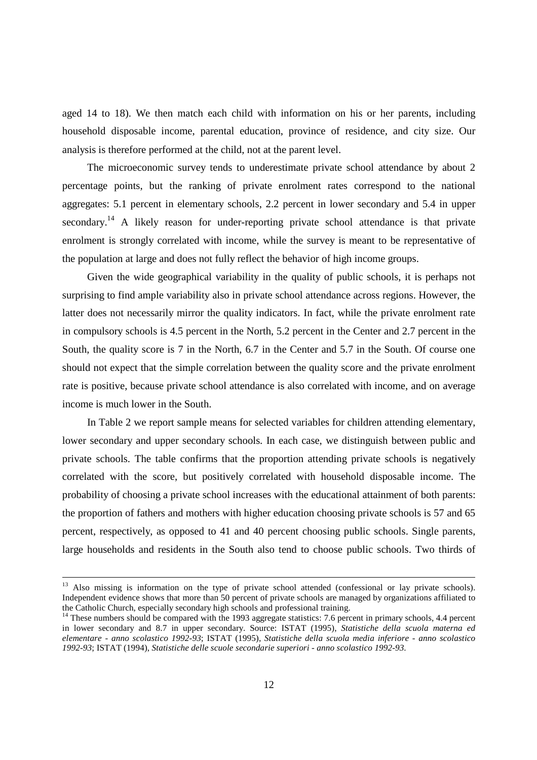aged 14 to 18). We then match each child with information on his or her parents, including household disposable income, parental education, province of residence, and city size. Our analysis is therefore performed at the child, not at the parent level.

The microeconomic survey tends to underestimate private school attendance by about 2 percentage points, but the ranking of private enrolment rates correspond to the national aggregates: 5.1 percent in elementary schools, 2.2 percent in lower secondary and 5.4 in upper secondary.[14] A likely reason for under-reporting private school attendance is that private enrolment is strongly correlated with income, while the survey is meant to be representative of the population at large and does not fully reflect the behavior of high income groups.

Given the wide geographical variability in the quality of public schools, it is perhaps not surprising to find ample variability also in private school attendance across regions. However, the latter does not necessarily mirror the quality indicators. In fact, while the private enrolment rate in compulsory schools is 4.5 percent in the North, 5.2 percent in the Center and 2.7 percent in the South, the quality score is 7 in the North, 6.7 in the Center and 5.7 in the South. Of course one should not expect that the simple correlation between the quality score and the private enrolment rate is positive, because private school attendance is also correlated with income, and on average income is much lower in the South.

In Table 2 we report sample means for selected variables for children attending elementary, lower secondary and upper secondary schools. In each case, we distinguish between public and private schools. The table confirms that the proportion attending private schools is negatively correlated with the score, but positively correlated with household disposable income. The probability of choosing a private school increases with the educational attainment of both parents: the proportion of fathers and mothers with higher education choosing private schools is 57 and 65 percent, respectively, as opposed to 41 and 40 percent choosing public schools. Single parents, large households and residents in the South also tend to choose public schools. Two thirds of

---

[13] Also missing is information on the type of private school attended (confessional or lay private schools). Independent evidence shows that more than 50 percent of private schools are managed by organizations affiliated to the Catholic Church, especially secondary high schools and professional training.

[14] These numbers should be compared with the 1993 aggregate statistics: 7.6 percent in primary schools, 4.4 percent in lower secondary and 8.7 in upper secondary. Source: ISTAT (1995), *Statistiche della scuola materna ed elementare - anno scolastico 1992-93*; ISTAT (1995), *Statistiche della scuola media inferiore - anno scolastico 1992-93*; ISTAT (1994), *Statistiche delle scuole secondarie superiori - anno scolastico 1992-93*.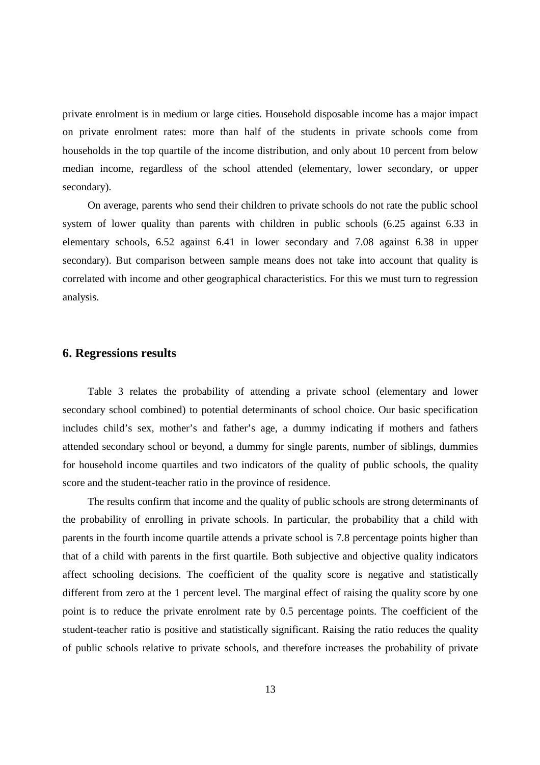private enrolment is in medium or large cities. Household disposable income has a major impact on private enrolment rates: more than half of the students in private schools come from households in the top quartile of the income distribution, and only about 10 percent from below median income, regardless of the school attended (elementary, lower secondary, or upper secondary).

On average, parents who send their children to private schools do not rate the public school system of lower quality than parents with children in public schools (6.25 against 6.33 in elementary schools, 6.52 against 6.41 in lower secondary and 7.08 against 6.38 in upper secondary). But comparison between sample means does not take into account that quality is correlated with income and other geographical characteristics. For this we must turn to regression analysis.

## 6. Regressions results

Table 3 relates the probability of attending a private school (elementary and lower secondary school combined) to potential determinants of school choice. Our basic specification includes child's sex, mother's and father's age, a dummy indicating if mothers and fathers attended secondary school or beyond, a dummy for single parents, number of siblings, dummies for household income quartiles and two indicators of the quality of public schools, the quality score and the student-teacher ratio in the province of residence.

The results confirm that income and the quality of public schools are strong determinants of the probability of enrolling in private schools. In particular, the probability that a child with parents in the fourth income quartile attends a private school is 7.8 percentage points higher than that of a child with parents in the first quartile. Both subjective and objective quality indicators affect schooling decisions. The coefficient of the quality score is negative and statistically different from zero at the 1 percent level. The marginal effect of raising the quality score by one point is to reduce the private enrolment rate by 0.5 percentage points. The coefficient of the student-teacher ratio is positive and statistically significant. Raising the ratio reduces the quality of public schools relative to private schools, and therefore increases the probability of private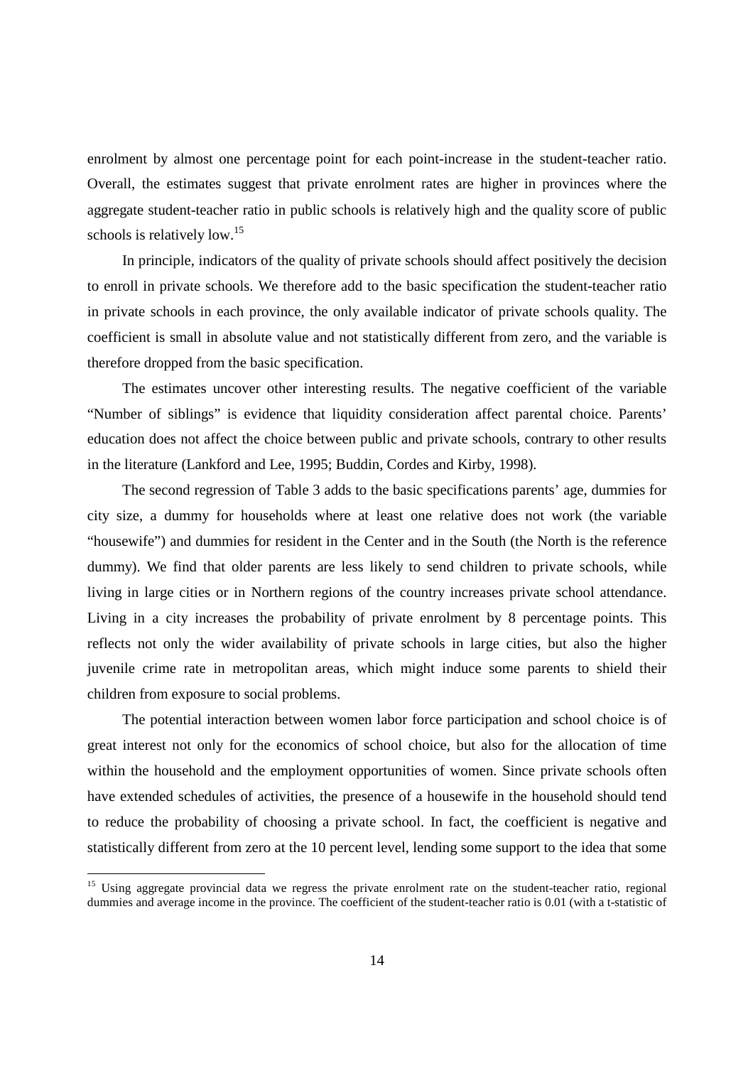enrolment by almost one percentage point for each point-increase in the student-teacher ratio. Overall, the estimates suggest that private enrolment rates are higher in provinces where the aggregate student-teacher ratio in public schools is relatively high and the quality score of public schools is relatively low.[15]

In principle, indicators of the quality of private schools should affect positively the decision to enroll in private schools. We therefore add to the basic specification the student-teacher ratio in private schools in each province, the only available indicator of private schools quality. The coefficient is small in absolute value and not statistically different from zero, and the variable is therefore dropped from the basic specification.

The estimates uncover other interesting results. The negative coefficient of the variable "Number of siblings" is evidence that liquidity consideration affect parental choice. Parents' education does not affect the choice between public and private schools, contrary to other results in the literature (Lankford and Lee, 1995; Buddin, Cordes and Kirby, 1998).

The second regression of Table 3 adds to the basic specifications parents' age, dummies for city size, a dummy for households where at least one relative does not work (the variable "housewife") and dummies for resident in the Center and in the South (the North is the reference dummy). We find that older parents are less likely to send children to private schools, while living in large cities or in Northern regions of the country increases private school attendance. Living in a city increases the probability of private enrolment by 8 percentage points. This reflects not only the wider availability of private schools in large cities, but also the higher juvenile crime rate in metropolitan areas, which might induce some parents to shield their children from exposure to social problems.

The potential interaction between women labor force participation and school choice is of great interest not only for the economics of school choice, but also for the allocation of time within the household and the employment opportunities of women. Since private schools often have extended schedules of activities, the presence of a housewife in the household should tend to reduce the probability of choosing a private school. In fact, the coefficient is negative and statistically different from zero at the 10 percent level, lending some support to the idea that some

[15] Using aggregate provincial data we regress the private enrolment rate on the student-teacher ratio, regional dummies and average income in the province. The coefficient of the student-teacher ratio is 0.01 (with a t-statistic of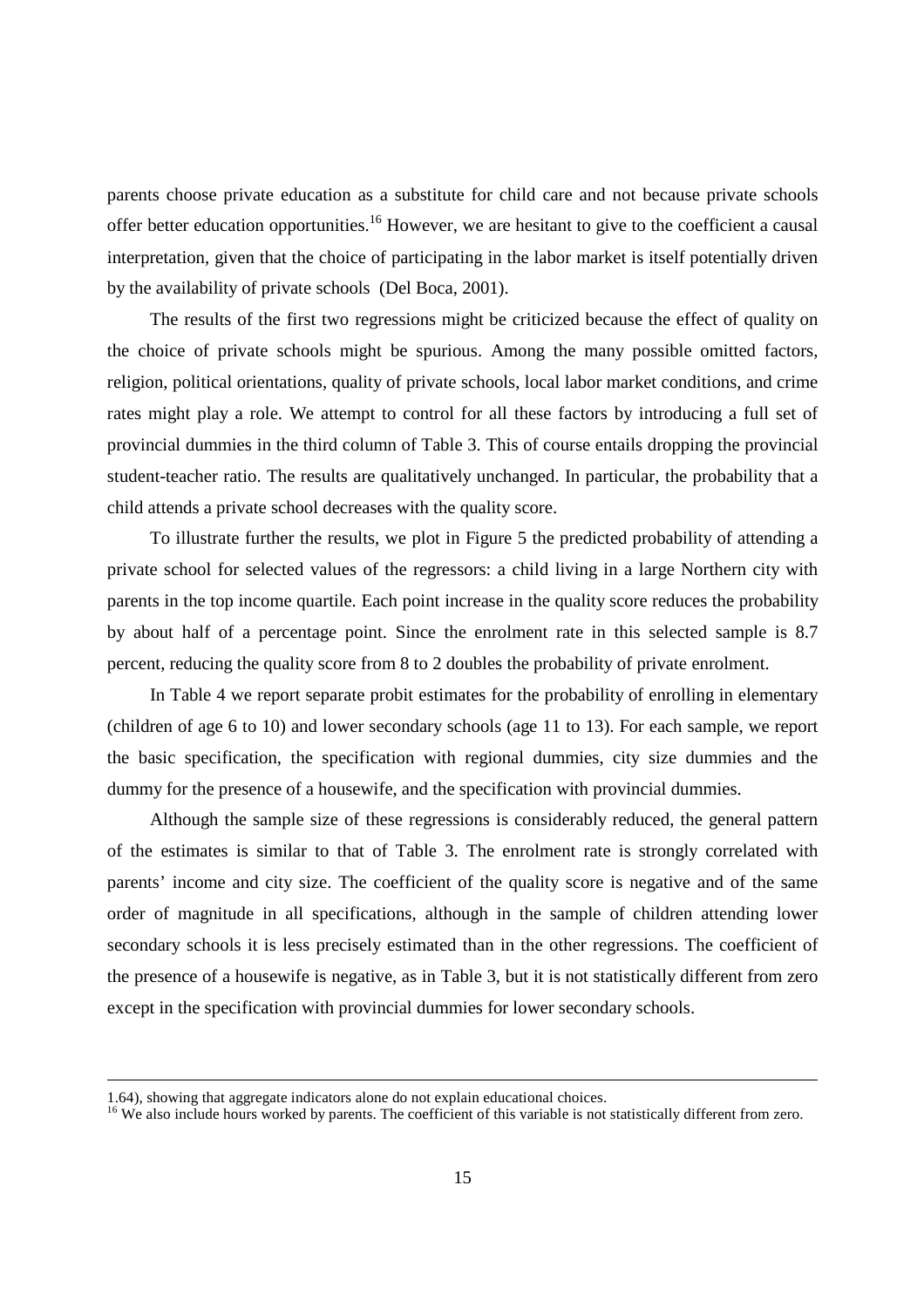parents choose private education as a substitute for child care and not because private schools offer better education opportunities.[16] However, we are hesitant to give to the coefficient a causal interpretation, given that the choice of participating in the labor market is itself potentially driven by the availability of private schools (Del Boca, 2001).

The results of the first two regressions might be criticized because the effect of quality on the choice of private schools might be spurious. Among the many possible omitted factors, religion, political orientations, quality of private schools, local labor market conditions, and crime rates might play a role. We attempt to control for all these factors by introducing a full set of provincial dummies in the third column of Table 3. This of course entails dropping the provincial student-teacher ratio. The results are qualitatively unchanged. In particular, the probability that a child attends a private school decreases with the quality score.

To illustrate further the results, we plot in Figure 5 the predicted probability of attending a private school for selected values of the regressors: a child living in a large Northern city with parents in the top income quartile. Each point increase in the quality score reduces the probability by about half of a percentage point. Since the enrolment rate in this selected sample is 8.7 percent, reducing the quality score from 8 to 2 doubles the probability of private enrolment.

In Table 4 we report separate probit estimates for the probability of enrolling in elementary (children of age 6 to 10) and lower secondary schools (age 11 to 13). For each sample, we report the basic specification, the specification with regional dummies, city size dummies and the dummy for the presence of a housewife, and the specification with provincial dummies.

Although the sample size of these regressions is considerably reduced, the general pattern of the estimates is similar to that of Table 3. The enrolment rate is strongly correlated with parents' income and city size. The coefficient of the quality score is negative and of the same order of magnitude in all specifications, although in the sample of children attending lower secondary schools it is less precisely estimated than in the other regressions. The coefficient of the presence of a housewife is negative, as in Table 3, but it is not statistically different from zero except in the specification with provincial dummies for lower secondary schools.

---

1.64), showing that aggregate indicators alone do not explain educational choices.

[16] We also include hours worked by parents. The coefficient of this variable is not statistically different from zero.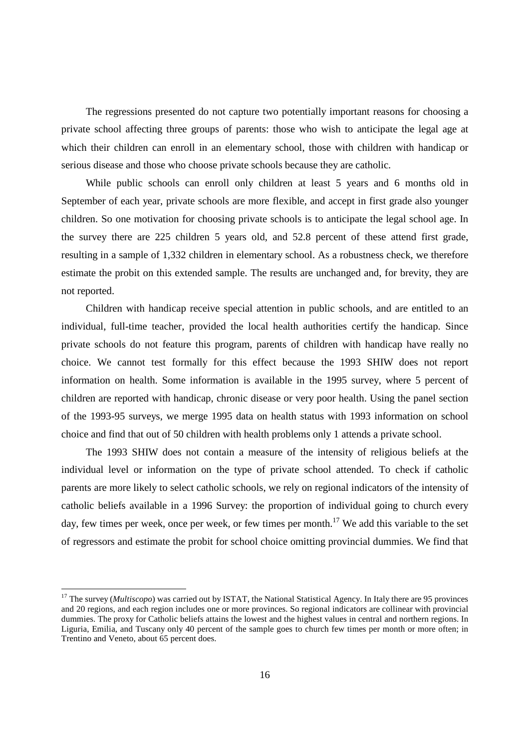The regressions presented do not capture two potentially important reasons for choosing a private school affecting three groups of parents: those who wish to anticipate the legal age at which their children can enroll in an elementary school, those with children with handicap or serious disease and those who choose private schools because they are catholic.

While public schools can enroll only children at least 5 years and 6 months old in September of each year, private schools are more flexible, and accept in first grade also younger children. So one motivation for choosing private schools is to anticipate the legal school age. In the survey there are 225 children 5 years old, and 52.8 percent of these attend first grade, resulting in a sample of 1,332 children in elementary school. As a robustness check, we therefore estimate the probit on this extended sample. The results are unchanged and, for brevity, they are not reported.

Children with handicap receive special attention in public schools, and are entitled to an individual, full-time teacher, provided the local health authorities certify the handicap. Since private schools do not feature this program, parents of children with handicap have really no choice. We cannot test formally for this effect because the 1993 SHIW does not report information on health. Some information is available in the 1995 survey, where 5 percent of children are reported with handicap, chronic disease or very poor health. Using the panel section of the 1993-95 surveys, we merge 1995 data on health status with 1993 information on school choice and find that out of 50 children with health problems only 1 attends a private school.

The 1993 SHIW does not contain a measure of the intensity of religious beliefs at the individual level or information on the type of private school attended. To check if catholic parents are more likely to select catholic schools, we rely on regional indicators of the intensity of catholic beliefs available in a 1996 Survey: the proportion of individual going to church every day, few times per week, once per week, or few times per month.[17] We add this variable to the set of regressors and estimate the probit for school choice omitting provincial dummies. We find that

[17] The survey (*Multiscopo*) was carried out by ISTAT, the National Statistical Agency. In Italy there are 95 provinces and 20 regions, and each region includes one or more provinces. So regional indicators are collinear with provincial dummies. The proxy for Catholic beliefs attains the lowest and the highest values in central and northern regions. In Liguria, Emilia, and Tuscany only 40 percent of the sample goes to church few times per month or more often; in Trentino and Veneto, about 65 percent does.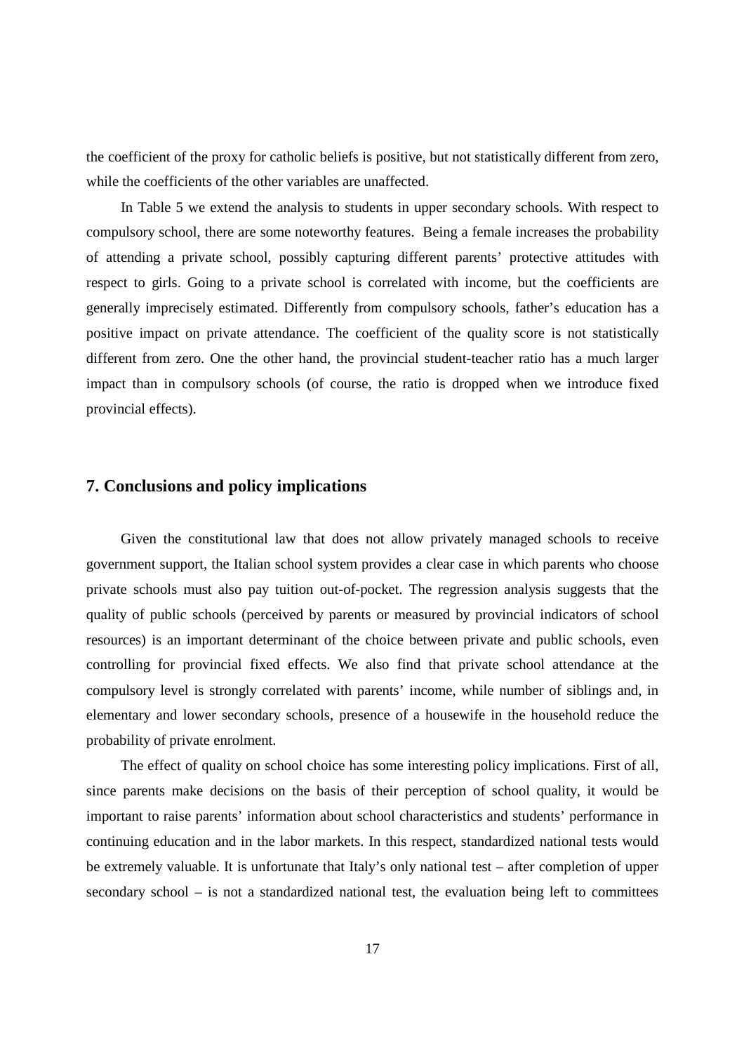the coefficient of the proxy for catholic beliefs is positive, but not statistically different from zero, while the coefficients of the other variables are unaffected.

In Table 5 we extend the analysis to students in upper secondary schools. With respect to compulsory school, there are some noteworthy features. Being a female increases the probability of attending a private school, possibly capturing different parents' protective attitudes with respect to girls. Going to a private school is correlated with income, but the coefficients are generally imprecisely estimated. Differently from compulsory schools, father's education has a positive impact on private attendance. The coefficient of the quality score is not statistically different from zero. One the other hand, the provincial student-teacher ratio has a much larger impact than in compulsory schools (of course, the ratio is dropped when we introduce fixed provincial effects).

## 7. Conclusions and policy implications

Given the constitutional law that does not allow privately managed schools to receive government support, the Italian school system provides a clear case in which parents who choose private schools must also pay tuition out-of-pocket. The regression analysis suggests that the quality of public schools (perceived by parents or measured by provincial indicators of school resources) is an important determinant of the choice between private and public schools, even controlling for provincial fixed effects. We also find that private school attendance at the compulsory level is strongly correlated with parents' income, while number of siblings and, in elementary and lower secondary schools, presence of a housewife in the household reduce the probability of private enrolment.

The effect of quality on school choice has some interesting policy implications. First of all, since parents make decisions on the basis of their perception of school quality, it would be important to raise parents' information about school characteristics and students' performance in continuing education and in the labor markets. In this respect, standardized national tests would be extremely valuable. It is unfortunate that Italy's only national test – after completion of upper secondary school – is not a standardized national test, the evaluation being left to committees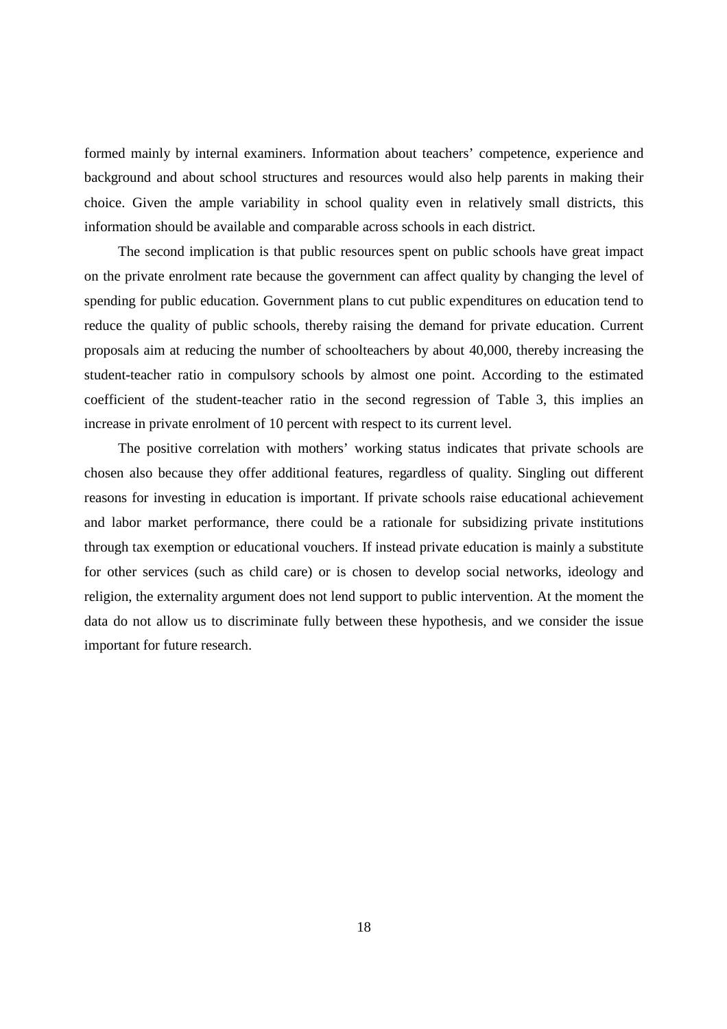formed mainly by internal examiners. Information about teachers' competence, experience and background and about school structures and resources would also help parents in making their choice. Given the ample variability in school quality even in relatively small districts, this information should be available and comparable across schools in each district.

The second implication is that public resources spent on public schools have great impact on the private enrolment rate because the government can affect quality by changing the level of spending for public education. Government plans to cut public expenditures on education tend to reduce the quality of public schools, thereby raising the demand for private education. Current proposals aim at reducing the number of schoolteachers by about 40,000, thereby increasing the student-teacher ratio in compulsory schools by almost one point. According to the estimated coefficient of the student-teacher ratio in the second regression of Table 3, this implies an increase in private enrolment of 10 percent with respect to its current level.

The positive correlation with mothers' working status indicates that private schools are chosen also because they offer additional features, regardless of quality. Singling out different reasons for investing in education is important. If private schools raise educational achievement and labor market performance, there could be a rationale for subsidizing private institutions through tax exemption or educational vouchers. If instead private education is mainly a substitute for other services (such as child care) or is chosen to develop social networks, ideology and religion, the externality argument does not lend support to public intervention. At the moment the data do not allow us to discriminate fully between these hypothesis, and we consider the issue important for future research.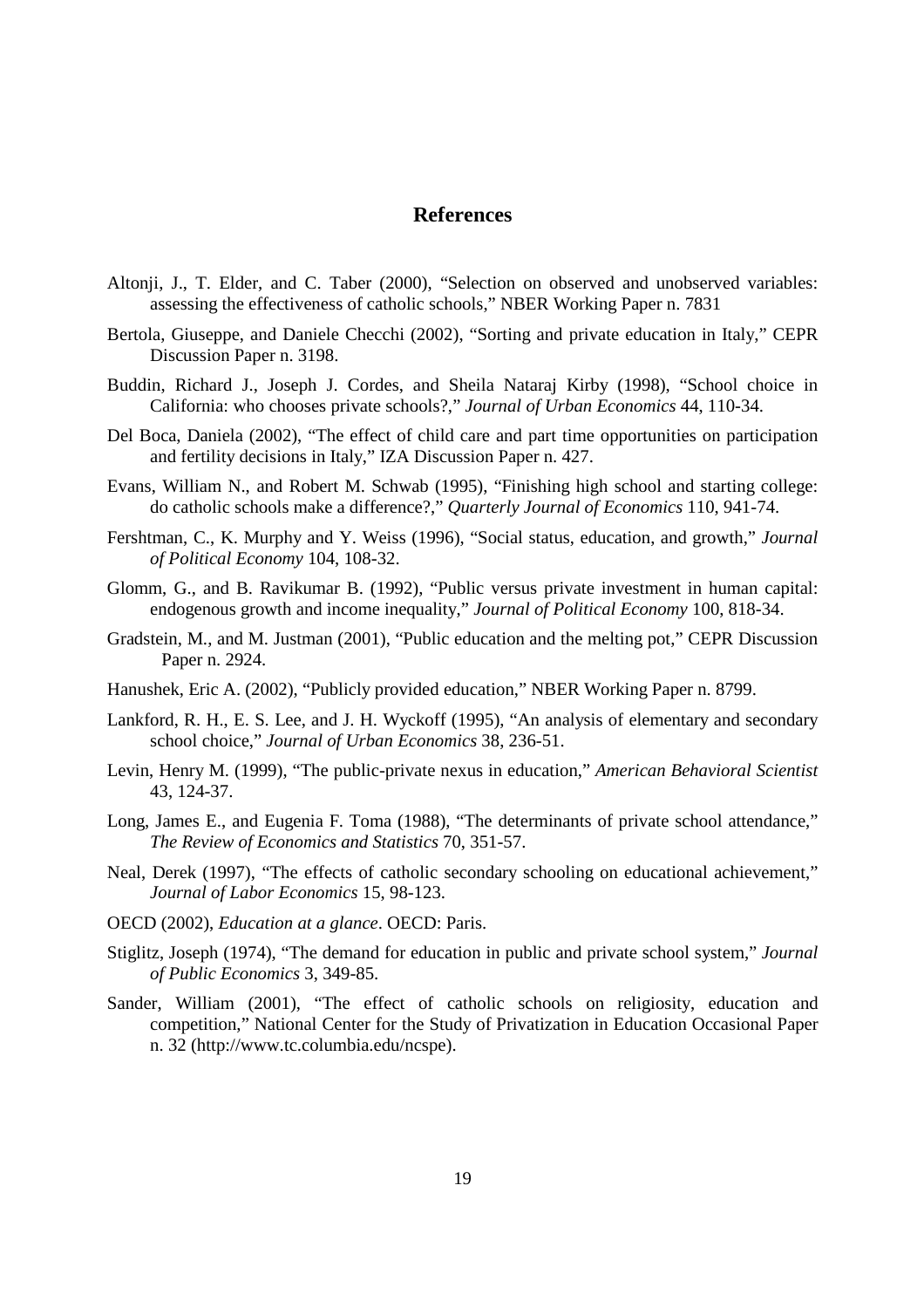## References

Altonji, J., T. Elder, and C. Taber (2000), "Selection on observed and unobserved variables: assessing the effectiveness of catholic schools," NBER Working Paper n. 7831

Bertola, Giuseppe, and Daniele Checchi (2002), "Sorting and private education in Italy," CEPR Discussion Paper n. 3198.

Buddin, Richard J., Joseph J. Cordes, and Sheila Nataraj Kirby (1998), "School choice in California: who chooses private schools?," *Journal of Urban Economics* 44, 110-34.

Del Boca, Daniela (2002), "The effect of child care and part time opportunities on participation and fertility decisions in Italy," IZA Discussion Paper n. 427.

Evans, William N., and Robert M. Schwab (1995), "Finishing high school and starting college: do catholic schools make a difference?," *Quarterly Journal of Economics* 110, 941-74.

Fershtman, C., K. Murphy and Y. Weiss (1996), "Social status, education, and growth," *Journal of Political Economy* 104, 108-32.

Glomm, G., and B. Ravikumar B. (1992), "Public versus private investment in human capital: endogenous growth and income inequality," *Journal of Political Economy* 100, 818-34.

Gradstein, M., and M. Justman (2001), "Public education and the melting pot," CEPR Discussion Paper n. 2924.

Hanushek, Eric A. (2002), "Publicly provided education," NBER Working Paper n. 8799.

Lankford, R. H., E. S. Lee, and J. H. Wyckoff (1995), "An analysis of elementary and secondary school choice," *Journal of Urban Economics* 38, 236-51.

Levin, Henry M. (1999), "The public-private nexus in education," *American Behavioral Scientist* 43, 124-37.

Long, James E., and Eugenia F. Toma (1988), "The determinants of private school attendance," *The Review of Economics and Statistics* 70, 351-57.

Neal, Derek (1997), "The effects of catholic secondary schooling on educational achievement," *Journal of Labor Economics* 15, 98-123.

OECD (2002), *Education at a glance*. OECD: Paris.

Stiglitz, Joseph (1974), "The demand for education in public and private school system," *Journal of Public Economics* 3, 349-85.

Sander, William (2001), "The effect of catholic schools on religiosity, education and competition," National Center for the Study of Privatization in Education Occasional Paper n. 32 (http://www.tc.columbia.edu/ncspe).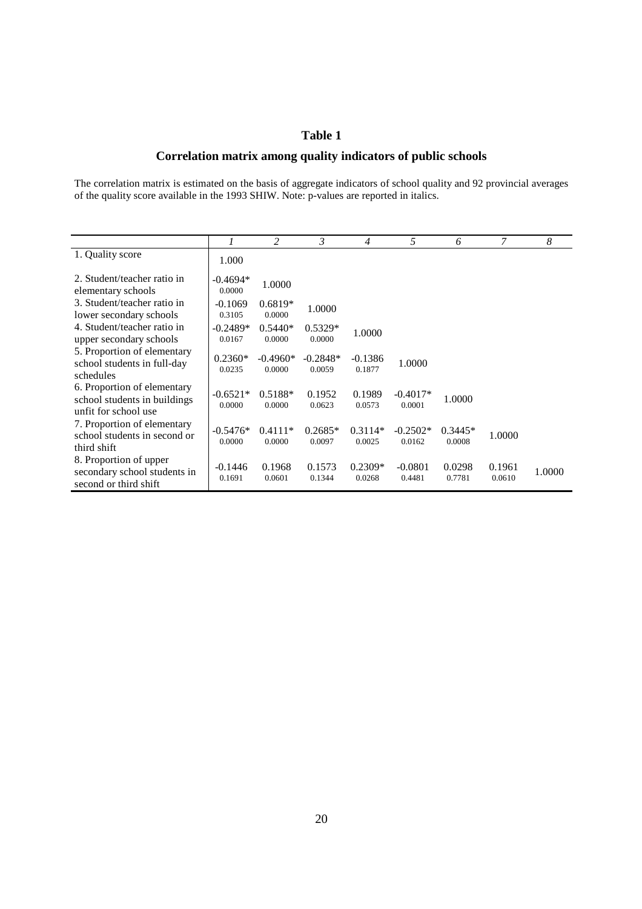## Table 1

### Correlation matrix among quality indicators of public schools

The correlation matrix is estimated on the basis of aggregate indicators of school quality and 92 provincial averages of the quality score available in the 1993 SHIW. Note: p-values are reported in italics.

| | *1* | *2* | *3* | *4* | *5* | *6* | *7* | *8* |
|---|---|---|---|---|---|---|---|---|
| 1. Quality score | 1.000 | | | | | | | |
| 2. Student/teacher ratio in elementary schools | -0.4694* *0.0000* | 1.0000 | | | | | | |
| 3. Student/teacher ratio in lower secondary schools | -0.1069 *0.3105* | 0.6819* *0.0000* | 1.0000 | | | | | |
| 4. Student/teacher ratio in upper secondary schools | -0.2489* *0.0167* | 0.5440* *0.0000* | 0.5329* *0.0000* | 1.0000 | | | | |
| 5. Proportion of elementary school students in full-day schedules | 0.2360* *0.0235* | -0.4960* *0.0000* | -0.2848* *0.0059* | -0.1386 *0.1877* | 1.0000 | | | |
| 6. Proportion of elementary school students in buildings unfit for school use | -0.6521* *0.0000* | 0.5188* *0.0000* | 0.1952 *0.0623* | 0.1989 *0.0573* | -0.4017* *0.0001* | 1.0000 | | |
| 7. Proportion of elementary school students in second or third shift | -0.5476* *0.0000* | 0.4111* *0.0000* | 0.2685* *0.0097* | 0.3114* *0.0025* | -0.2502* *0.0162* | 0.3445* *0.0008* | 1.0000 | |
| 8. Proportion of upper secondary school students in second or third shift | -0.1446 *0.1691* | 0.1968 *0.0601* | 0.1573 *0.1344* | 0.2309* *0.0268* | -0.0801 *0.4481* | 0.0298 *0.7781* | 0.1961 *0.0610* | 1.0000 |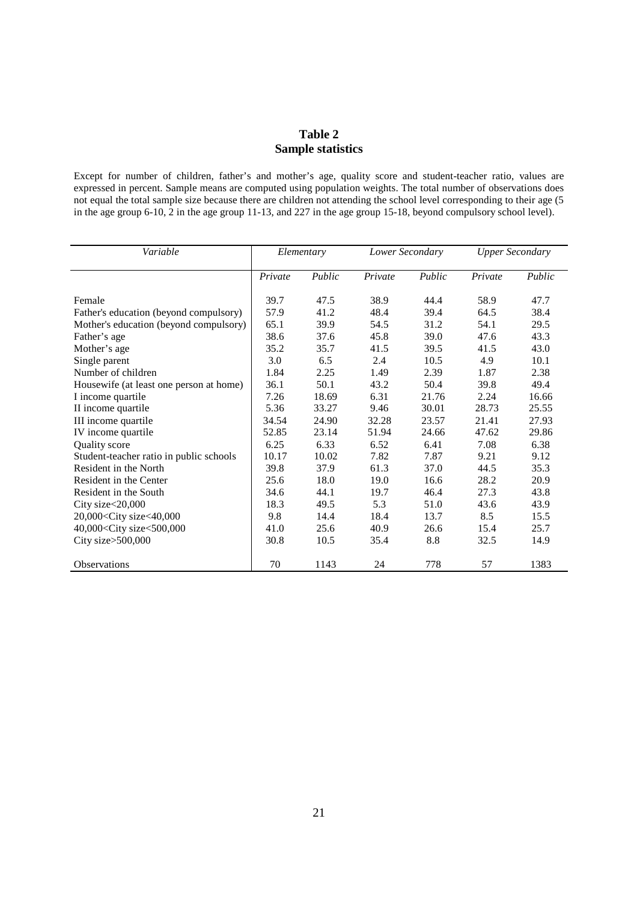# Table 2
## Sample statistics

Except for number of children, father's and mother's age, quality score and student-teacher ratio, values are expressed in percent. Sample means are computed using population weights. The total number of observations does not equal the total sample size because there are children not attending the school level corresponding to their age (5 in the age group 6-10, 2 in the age group 11-13, and 227 in the age group 15-18, beyond compulsory school level).

| *Variable* | *Elementary* | | *Lower Secondary* | | *Upper Secondary* | |
|---|---|---|---|---|---|---|
| | *Private* | *Public* | *Private* | *Public* | *Private* | *Public* |
| Female | 39.7 | 47.5 | 38.9 | 44.4 | 58.9 | 47.7 |
| Father's education (beyond compulsory) | 57.9 | 41.2 | 48.4 | 39.4 | 64.5 | 38.4 |
| Mother's education (beyond compulsory) | 65.1 | 39.9 | 54.5 | 31.2 | 54.1 | 29.5 |
| Father's age | 38.6 | 37.6 | 45.8 | 39.0 | 47.6 | 43.3 |
| Mother's age | 35.2 | 35.7 | 41.5 | 39.5 | 41.5 | 43.0 |
| Single parent | 3.0 | 6.5 | 2.4 | 10.5 | 4.9 | 10.1 |
| Number of children | 1.84 | 2.25 | 1.49 | 2.39 | 1.87 | 2.38 |
| Housewife (at least one person at home) | 36.1 | 50.1 | 43.2 | 50.4 | 39.8 | 49.4 |
| I income quartile | 7.26 | 18.69 | 6.31 | 21.76 | 2.24 | 16.66 |
| II income quartile | 5.36 | 33.27 | 9.46 | 30.01 | 28.73 | 25.55 |
| III income quartile | 34.54 | 24.90 | 32.28 | 23.57 | 21.41 | 27.93 |
| IV income quartile | 52.85 | 23.14 | 51.94 | 24.66 | 47.62 | 29.86 |
| Quality score | 6.25 | 6.33 | 6.52 | 6.41 | 7.08 | 6.38 |
| Student-teacher ratio in public schools | 10.17 | 10.02 | 7.82 | 7.87 | 9.21 | 9.12 |
| Resident in the North | 39.8 | 37.9 | 61.3 | 37.0 | 44.5 | 35.3 |
| Resident in the Center | 25.6 | 18.0 | 19.0 | 16.6 | 28.2 | 20.9 |
| Resident in the South | 34.6 | 44.1 | 19.7 | 46.4 | 27.3 | 43.8 |
| City size<20,000 | 18.3 | 49.5 | 5.3 | 51.0 | 43.6 | 43.9 |
| 20,000<City size<40,000 | 9.8 | 14.4 | 18.4 | 13.7 | 8.5 | 15.5 |
| 40,000<City size<500,000 | 41.0 | 25.6 | 40.9 | 26.6 | 15.4 | 25.7 |
| City size>500,000 | 30.8 | 10.5 | 35.4 | 8.8 | 32.5 | 14.9 |
| Observations | 70 | 1143 | 24 | 778 | 57 | 1383 |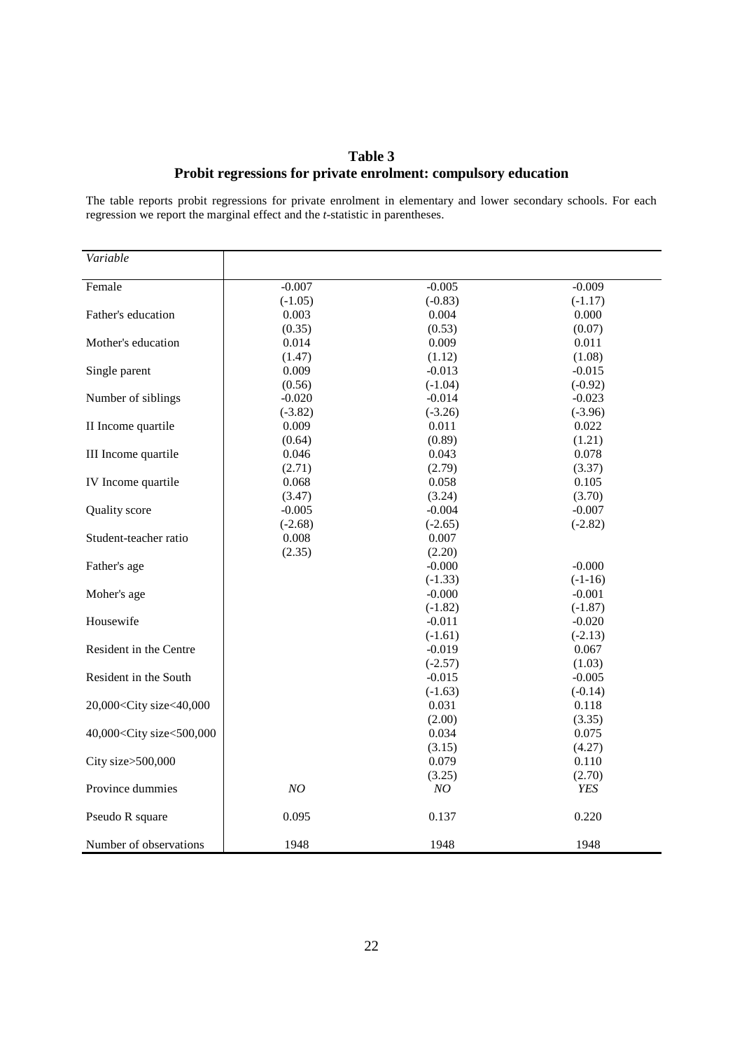**Table 3**
**Probit regressions for private enrolment: compulsory education**

The table reports probit regressions for private enrolment in elementary and lower secondary schools. For each regression we report the marginal effect and the *t*-statistic in parentheses.

| *Variable* | | | |
|---|---|---|---|
| Female | -0.007 | -0.005 | -0.009 |
| | (-1.05) | (-0.83) | (-1.17) |
| Father's education | 0.003 | 0.004 | 0.000 |
| | (0.35) | (0.53) | (0.07) |
| Mother's education | 0.014 | 0.009 | 0.011 |
| | (1.47) | (1.12) | (1.08) |
| Single parent | 0.009 | -0.013 | -0.015 |
| | (0.56) | (-1.04) | (-0.92) |
| Number of siblings | -0.020 | -0.014 | -0.023 |
| | (-3.82) | (-3.26) | (-3.96) |
| II Income quartile | 0.009 | 0.011 | 0.022 |
| | (0.64) | (0.89) | (1.21) |
| III Income quartile | 0.046 | 0.043 | 0.078 |
| | (2.71) | (2.79) | (3.37) |
| IV Income quartile | 0.068 | 0.058 | 0.105 |
| | (3.47) | (3.24) | (3.70) |
| Quality score | -0.005 | -0.004 | -0.007 |
| | (-2.68) | (-2.65) | (-2.82) |
| Student-teacher ratio | 0.008 | 0.007 | |
| | (2.35) | (2.20) | |
| Father's age | | -0.000 | -0.000 |
| | | (-1.33) | (-1-16) |
| Moher's age | | -0.000 | -0.001 |
| | | (-1.82) | (-1.87) |
| Housewife | | -0.011 | -0.020 |
| | | (-1.61) | (-2.13) |
| Resident in the Centre | | -0.019 | 0.067 |
| | | (-2.57) | (1.03) |
| Resident in the South | | -0.015 | -0.005 |
| | | (-1.63) | (-0.14) |
| 20,000<City size<40,000 | | 0.031 | 0.118 |
| | | (2.00) | (3.35) |
| 40,000<City size<500,000 | | 0.034 | 0.075 |
| | | (3.15) | (4.27) |
| City size>500,000 | | 0.079 | 0.110 |
| | | (3.25) | (2.70) |
| Province dummies | *NO* | *NO* | *YES* |
| Pseudo R square | 0.095 | 0.137 | 0.220 |
| Number of observations | 1948 | 1948 | 1948 |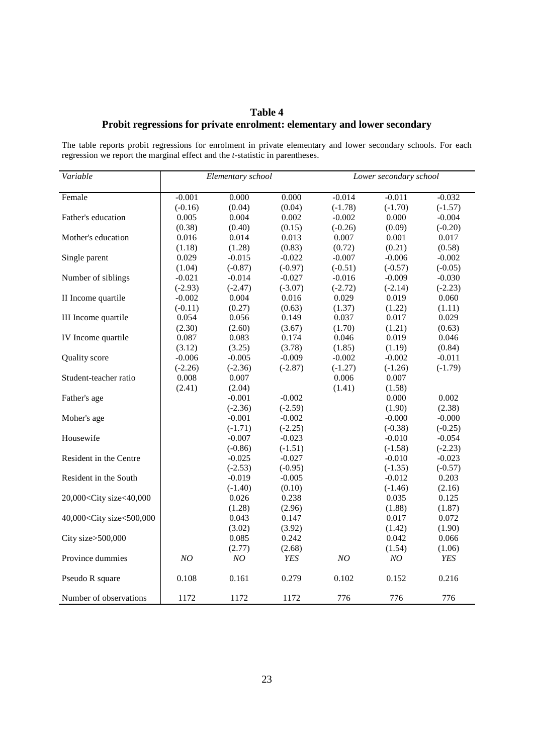**Table 4**
**Probit regressions for private enrolment: elementary and lower secondary**

The table reports probit regressions for enrolment in private elementary and lower secondary schools. For each regression we report the marginal effect and the *t*-statistic in parentheses.

| *Variable* | *Elementary school* | | | *Lower secondary school* | | |
|---|---|---|---|---|---|---|
| Female | -0.001 | 0.000 | 0.000 | -0.014 | -0.011 | -0.032 |
| | (-0.16) | (0.04) | (0.04) | (-1.78) | (-1.70) | (-1.57) |
| Father's education | 0.005 | 0.004 | 0.002 | -0.002 | 0.000 | -0.004 |
| | (0.38) | (0.40) | (0.15) | (-0.26) | (0.09) | (-0.20) |
| Mother's education | 0.016 | 0.014 | 0.013 | 0.007 | 0.001 | 0.017 |
| | (1.18) | (1.28) | (0.83) | (0.72) | (0.21) | (0.58) |
| Single parent | 0.029 | -0.015 | -0.022 | -0.007 | -0.006 | -0.002 |
| | (1.04) | (-0.87) | (-0.97) | (-0.51) | (-0.57) | (-0.05) |
| Number of siblings | -0.021 | -0.014 | -0.027 | -0.016 | -0.009 | -0.030 |
| | (-2.93) | (-2.47) | (-3.07) | (-2.72) | (-2.14) | (-2.23) |
| II Income quartile | -0.002 | 0.004 | 0.016 | 0.029 | 0.019 | 0.060 |
| | (-0.11) | (0.27) | (0.63) | (1.37) | (1.22) | (1.11) |
| III Income quartile | 0.054 | 0.056 | 0.149 | 0.037 | 0.017 | 0.029 |
| | (2.30) | (2.60) | (3.67) | (1.70) | (1.21) | (0.63) |
| IV Income quartile | 0.087 | 0.083 | 0.174 | 0.046 | 0.019 | 0.046 |
| | (3.12) | (3.25) | (3.78) | (1.85) | (1.19) | (0.84) |
| Quality score | -0.006 | -0.005 | -0.009 | -0.002 | -0.002 | -0.011 |
| | (-2.26) | (-2.36) | (-2.87) | (-1.27) | (-1.26) | (-1.79) |
| Student-teacher ratio | 0.008 | 0.007 | | 0.006 | 0.007 | |
| | (2.41) | (2.04) | | (1.41) | (1.58) | |
| Father's age | | -0.001 | -0.002 | | 0.000 | 0.002 |
| | | (-2.36) | (-2.59) | | (1.90) | (2.38) |
| Moher's age | | -0.001 | -0.002 | | -0.000 | -0.000 |
| | | (-1.71) | (-2.25) | | (-0.38) | (-0.25) |
| Housewife | | -0.007 | -0.023 | | -0.010 | -0.054 |
| | | (-0.86) | (-1.51) | | (-1.58) | (-2.23) |
| Resident in the Centre | | -0.025 | -0.027 | | -0.010 | -0.023 |
| | | (-2.53) | (-0.95) | | (-1.35) | (-0.57) |
| Resident in the South | | -0.019 | -0.005 | | -0.012 | 0.203 |
| | | (-1.40) | (0.10) | | (-1.46) | (2.16) |
| 20,000<City size<40,000 | | 0.026 | 0.238 | | 0.035 | 0.125 |
| | | (1.28) | (2.96) | | (1.88) | (1.87) |
| 40,000<City size<500,000 | | 0.043 | 0.147 | | 0.017 | 0.072 |
| | | (3.02) | (3.92) | | (1.42) | (1.90) |
| City size>500,000 | | 0.085 | 0.242 | | 0.042 | 0.066 |
| | | (2.77) | (2.68) | | (1.54) | (1.06) |
| Province dummies | *NO* | *NO* | *YES* | *NO* | *NO* | *YES* |
| Pseudo R square | 0.108 | 0.161 | 0.279 | 0.102 | 0.152 | 0.216 |
| Number of observations | 1172 | 1172 | 1172 | 776 | 776 | 776 |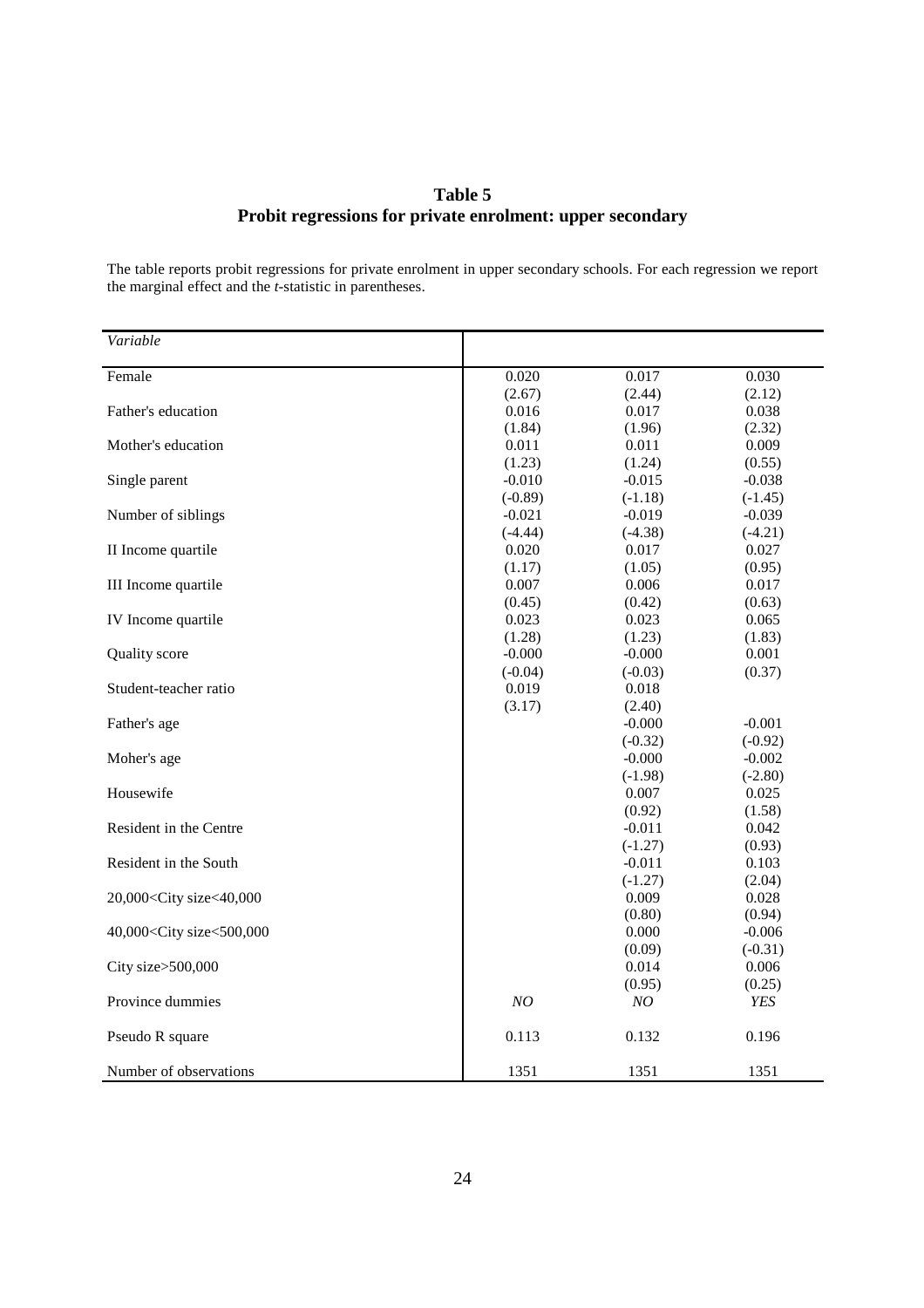# Table 5
## Probit regressions for private enrolment: upper secondary

The table reports probit regressions for private enrolment in upper secondary schools. For each regression we report the marginal effect and the *t*-statistic in parentheses.

| *Variable* | | | |
|---|---|---|---|
| Female | 0.020 | 0.017 | 0.030 |
| | (2.67) | (2.44) | (2.12) |
| Father's education | 0.016 | 0.017 | 0.038 |
| | (1.84) | (1.96) | (2.32) |
| Mother's education | 0.011 | 0.011 | 0.009 |
| | (1.23) | (1.24) | (0.55) |
| Single parent | -0.010 | -0.015 | -0.038 |
| | (-0.89) | (-1.18) | (-1.45) |
| Number of siblings | -0.021 | -0.019 | -0.039 |
| | (-4.44) | (-4.38) | (-4.21) |
| II Income quartile | 0.020 | 0.017 | 0.027 |
| | (1.17) | (1.05) | (0.95) |
| III Income quartile | 0.007 | 0.006 | 0.017 |
| | (0.45) | (0.42) | (0.63) |
| IV Income quartile | 0.023 | 0.023 | 0.065 |
| | (1.28) | (1.23) | (1.83) |
| Quality score | -0.000 | -0.000 | 0.001 |
| | (-0.04) | (-0.03) | (0.37) |
| Student-teacher ratio | 0.019 | 0.018 | |
| | (3.17) | (2.40) | |
| Father's age | | -0.000 | -0.001 |
| | | (-0.32) | (-0.92) |
| Moher's age | | -0.000 | -0.002 |
| | | (-1.98) | (-2.80) |
| Housewife | | 0.007 | 0.025 |
| | | (0.92) | (1.58) |
| Resident in the Centre | | -0.011 | 0.042 |
| | | (-1.27) | (0.93) |
| Resident in the South | | -0.011 | 0.103 |
| | | (-1.27) | (2.04) |
| 20,000<City size<40,000 | | 0.009 | 0.028 |
| | | (0.80) | (0.94) |
| 40,000<City size<500,000 | | 0.000 | -0.006 |
| | | (0.09) | (-0.31) |
| City size>500,000 | | 0.014 | 0.006 |
| | | (0.95) | (0.25) |
| Province dummies | *NO* | *NO* | *YES* |
| Pseudo R square | 0.113 | 0.132 | 0.196 |
| Number of observations | 1351 | 1351 | 1351 |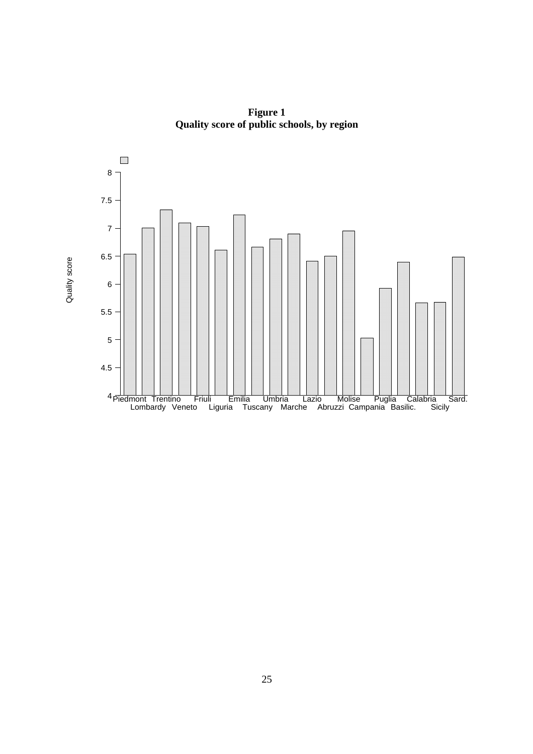**Figure 1**
**Quality score of public schools, by region**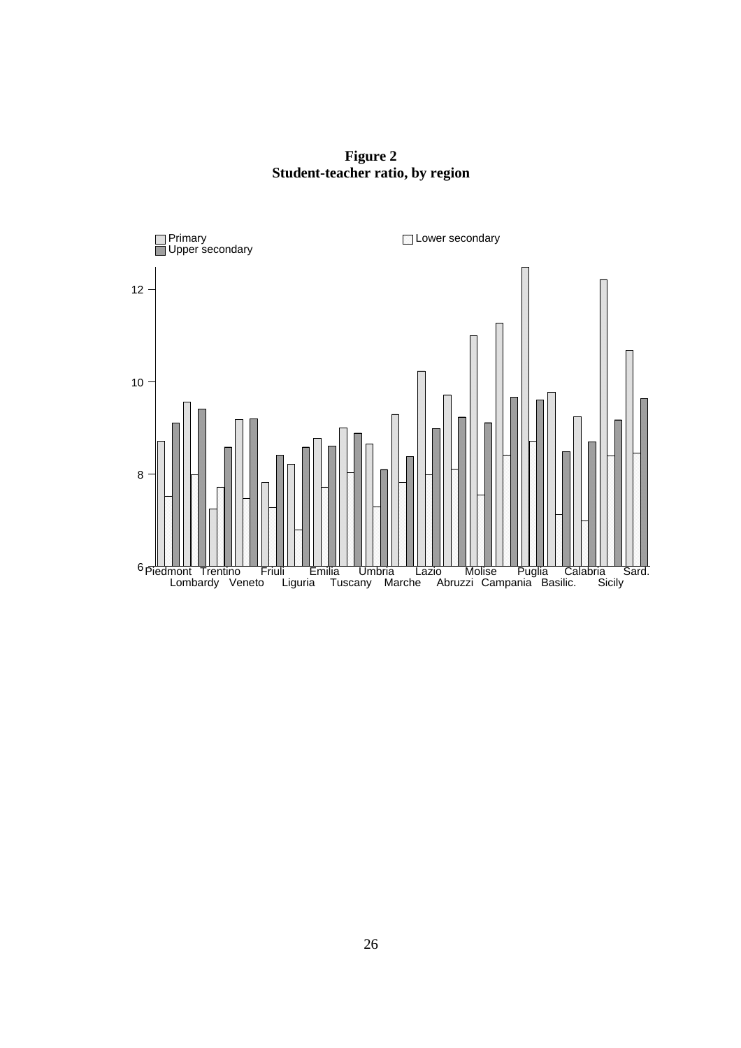**Figure 2**
**Student-teacher ratio, by region**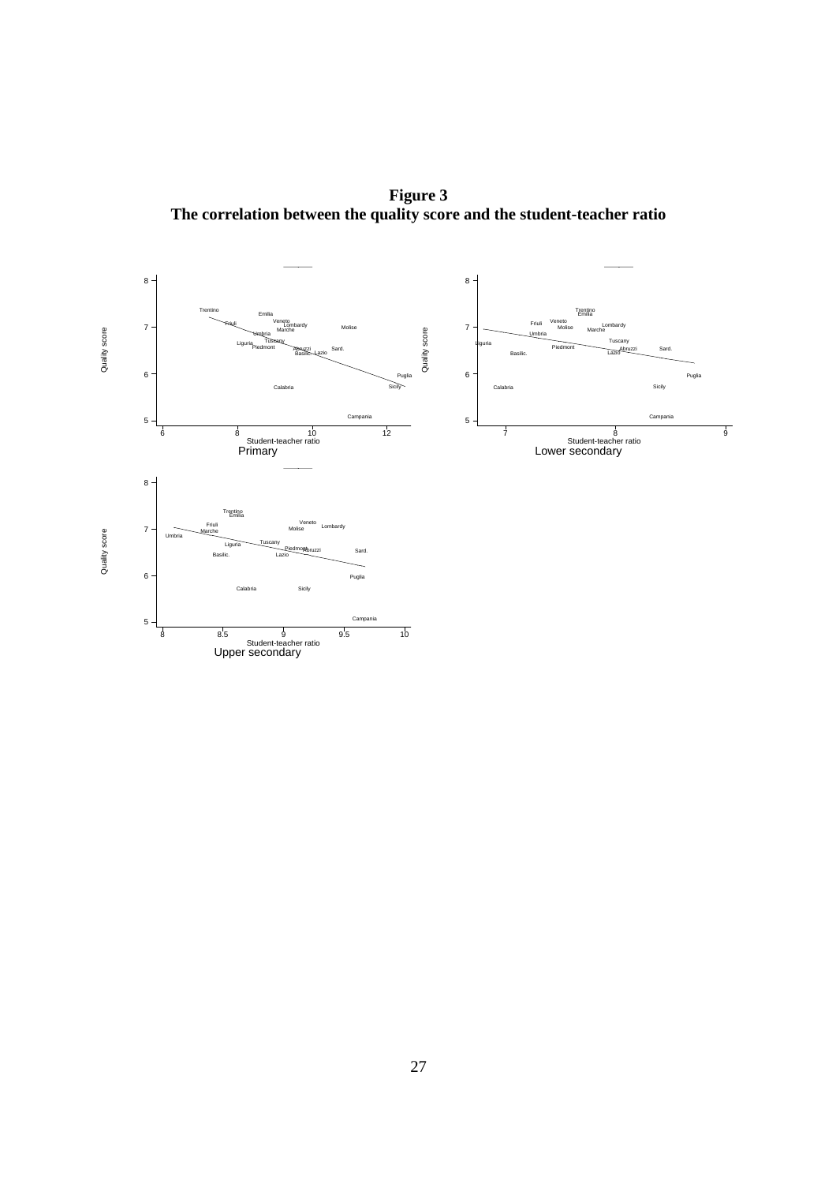**Figure 3**
**The correlation between the quality score and the student-teacher ratio**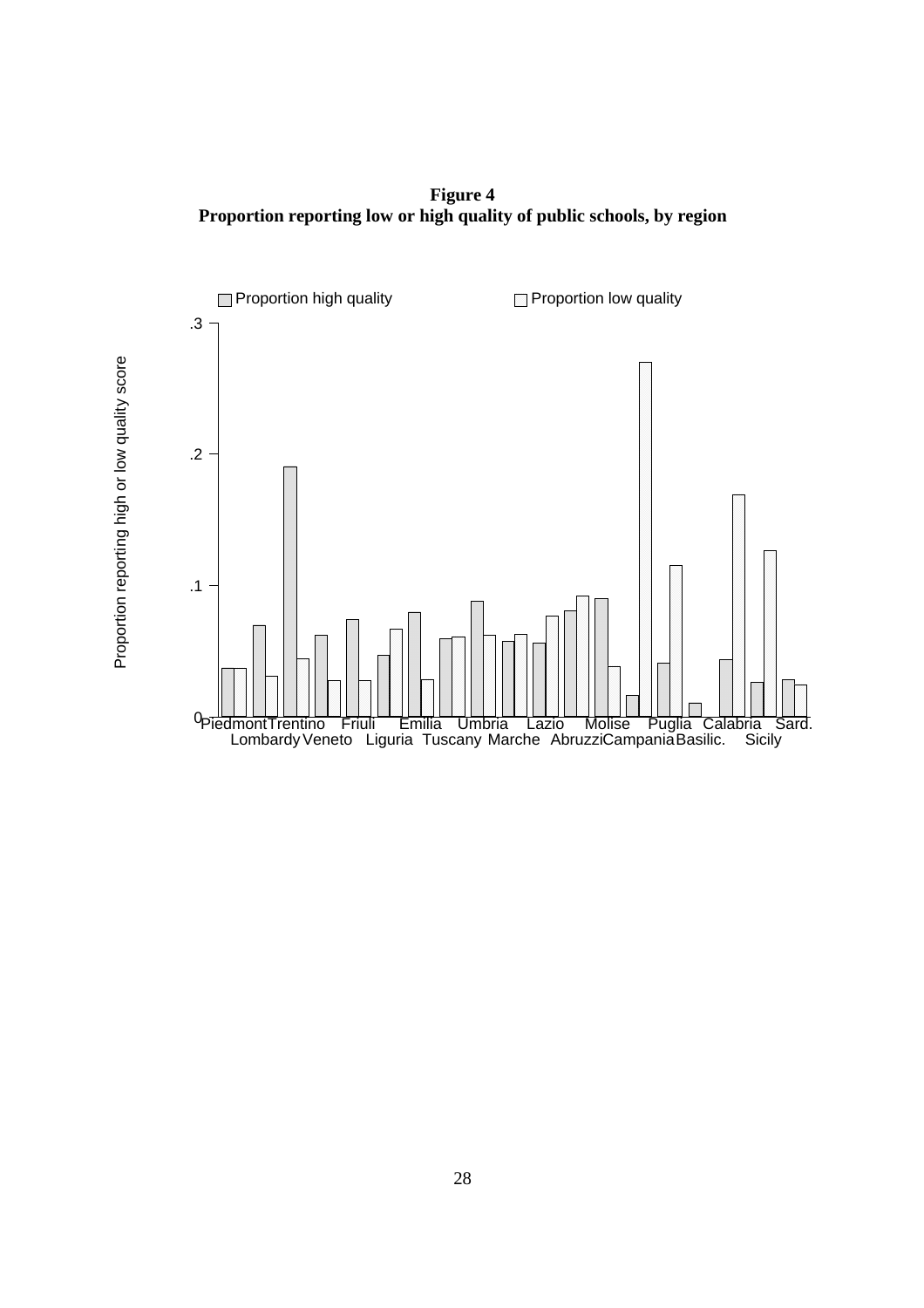**Figure 4**
**Proportion reporting low or high quality of public schools, by region**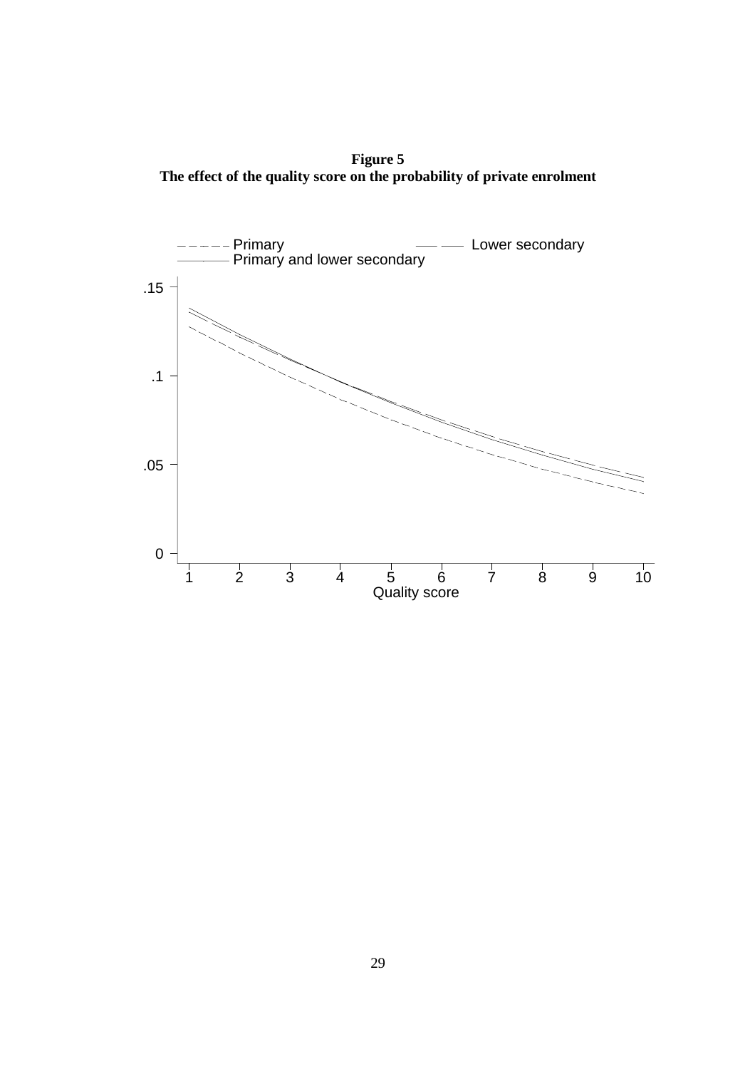**Figure 5**
**The effect of the quality score on the probability of private enrolment**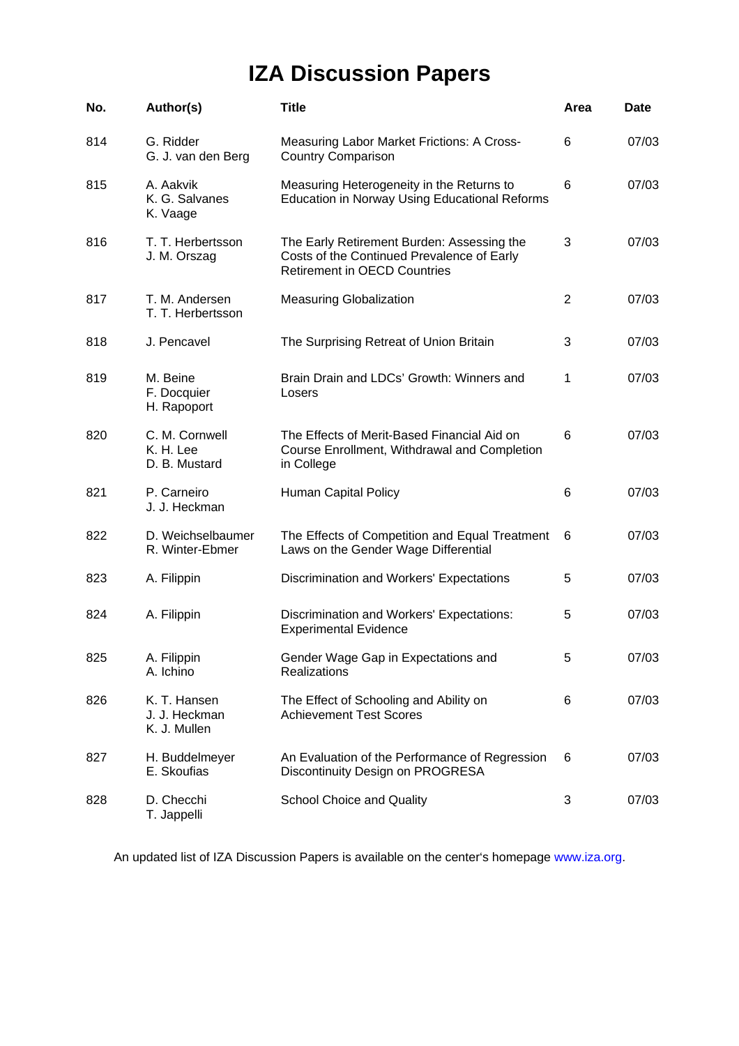# IZA Discussion Papers

| No. | Author(s) | Title | Area | Date |
|---|---|---|---|---|
| 814 | G. Ridder<br>G. J. van den Berg | Measuring Labor Market Frictions: A Cross-Country Comparison | 6 | 07/03 |
| 815 | A. Aakvik<br>K. G. Salvanes<br>K. Vaage | Measuring Heterogeneity in the Returns to Education in Norway Using Educational Reforms | 6 | 07/03 |
| 816 | T. T. Herbertsson<br>J. M. Orszag | The Early Retirement Burden: Assessing the Costs of the Continued Prevalence of Early Retirement in OECD Countries | 3 | 07/03 |
| 817 | T. M. Andersen<br>T. T. Herbertsson | Measuring Globalization | 2 | 07/03 |
| 818 | J. Pencavel | The Surprising Retreat of Union Britain | 3 | 07/03 |
| 819 | M. Beine<br>F. Docquier<br>H. Rapoport | Brain Drain and LDCs' Growth: Winners and Losers | 1 | 07/03 |
| 820 | C. M. Cornwell<br>K. H. Lee<br>D. B. Mustard | The Effects of Merit-Based Financial Aid on Course Enrollment, Withdrawal and Completion in College | 6 | 07/03 |
| 821 | P. Carneiro<br>J. J. Heckman | Human Capital Policy | 6 | 07/03 |
| 822 | D. Weichselbaumer<br>R. Winter-Ebmer | The Effects of Competition and Equal Treatment Laws on the Gender Wage Differential | 6 | 07/03 |
| 823 | A. Filippin | Discrimination and Workers' Expectations | 5 | 07/03 |
| 824 | A. Filippin | Discrimination and Workers' Expectations: Experimental Evidence | 5 | 07/03 |
| 825 | A. Filippin<br>A. Ichino | Gender Wage Gap in Expectations and Realizations | 5 | 07/03 |
| 826 | K. T. Hansen<br>J. J. Heckman<br>K. J. Mullen | The Effect of Schooling and Ability on Achievement Test Scores | 6 | 07/03 |
| 827 | H. Buddelmeyer<br>E. Skoufias | An Evaluation of the Performance of Regression Discontinuity Design on PROGRESA | 6 | 07/03 |
| 828 | D. Checchi<br>T. Jappelli | School Choice and Quality | 3 | 07/03 |

An updated list of IZA Discussion Papers is available on the center's homepage www.iza.org.